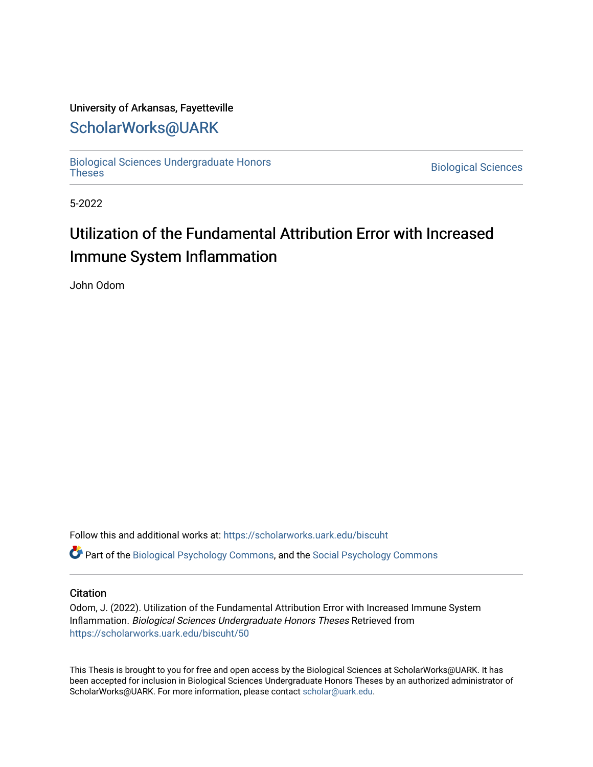University of Arkansas, Fayetteville

ScholarWorks@UARK

Biological Sciences Undergraduate Honors Theses

Biological Sciences

5-2022

# Utilization of the Fundamental Attribution Error with Increased Immune System Inflammation

John Odom

Follow this and additional works at: https://scholarworks.uark.edu/biscuht

Part of the Biological Psychology Commons, and the Social Psychology Commons

## Citation

Odom, J. (2022). Utilization of the Fundamental Attribution Error with Increased Immune System Inflammation. *Biological Sciences Undergraduate Honors Theses* Retrieved from https://scholarworks.uark.edu/biscuht/50

This Thesis is brought to you for free and open access by the Biological Sciences at ScholarWorks@UARK. It has been accepted for inclusion in Biological Sciences Undergraduate Honors Theses by an authorized administrator of ScholarWorks@UARK. For more information, please contact scholar@uark.edu.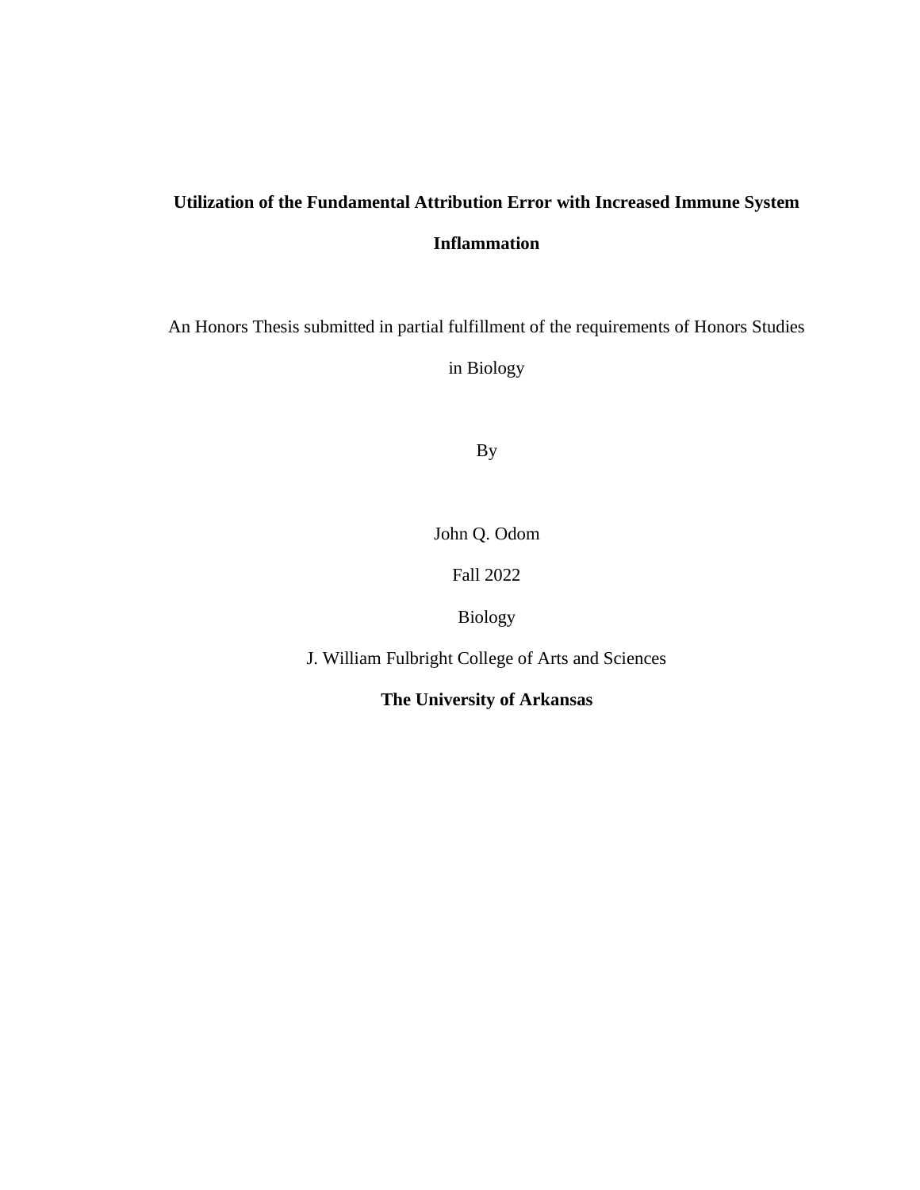**Utilization of the Fundamental Attribution Error with Increased Immune System Inflammation**

An Honors Thesis submitted in partial fulfillment of the requirements of Honors Studies in Biology

By

John Q. Odom

Fall 2022

Biology

J. William Fulbright College of Arts and Sciences

**The University of Arkansas**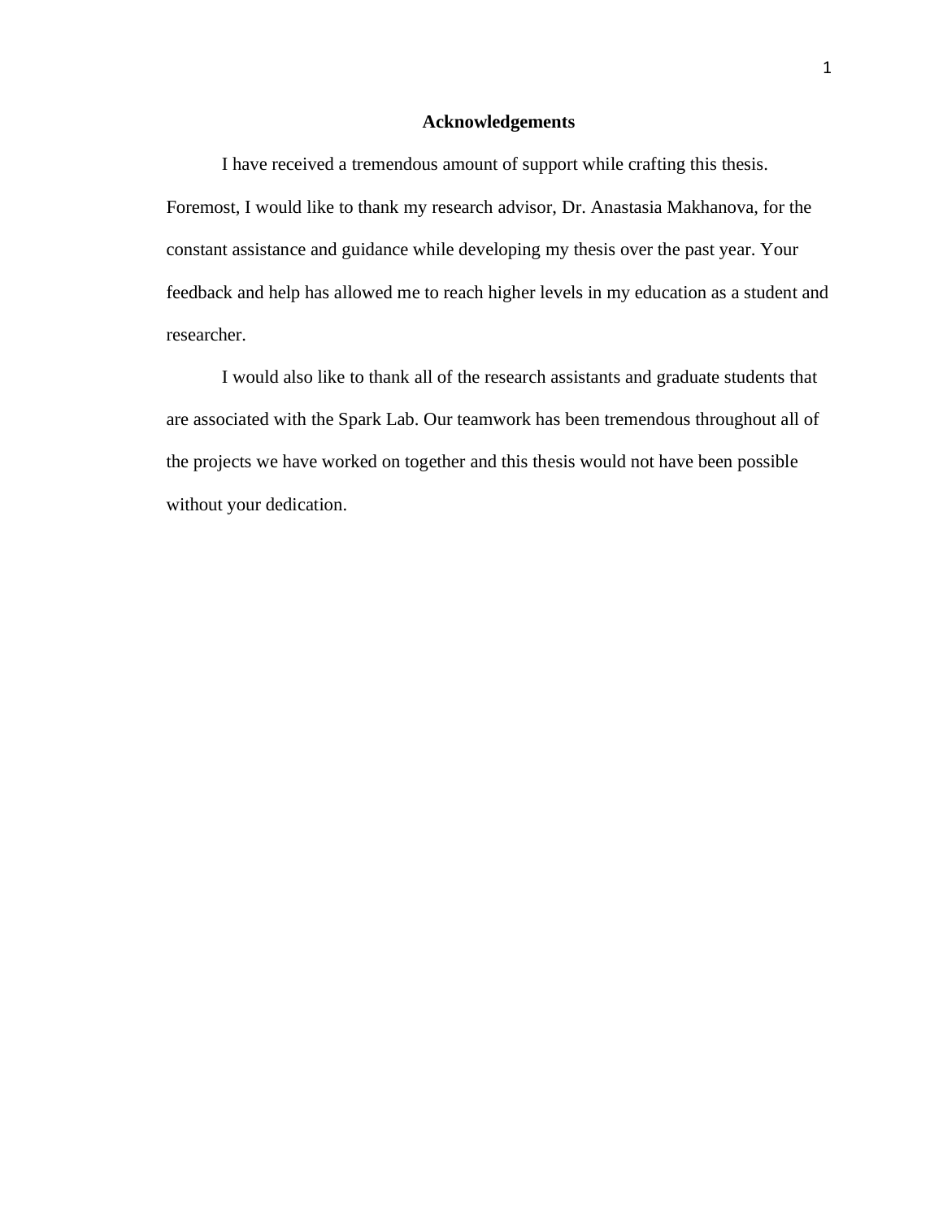## Acknowledgements

I have received a tremendous amount of support while crafting this thesis. Foremost, I would like to thank my research advisor, Dr. Anastasia Makhanova, for the constant assistance and guidance while developing my thesis over the past year. Your feedback and help has allowed me to reach higher levels in my education as a student and researcher.

I would also like to thank all of the research assistants and graduate students that are associated with the Spark Lab. Our teamwork has been tremendous throughout all of the projects we have worked on together and this thesis would not have been possible without your dedication.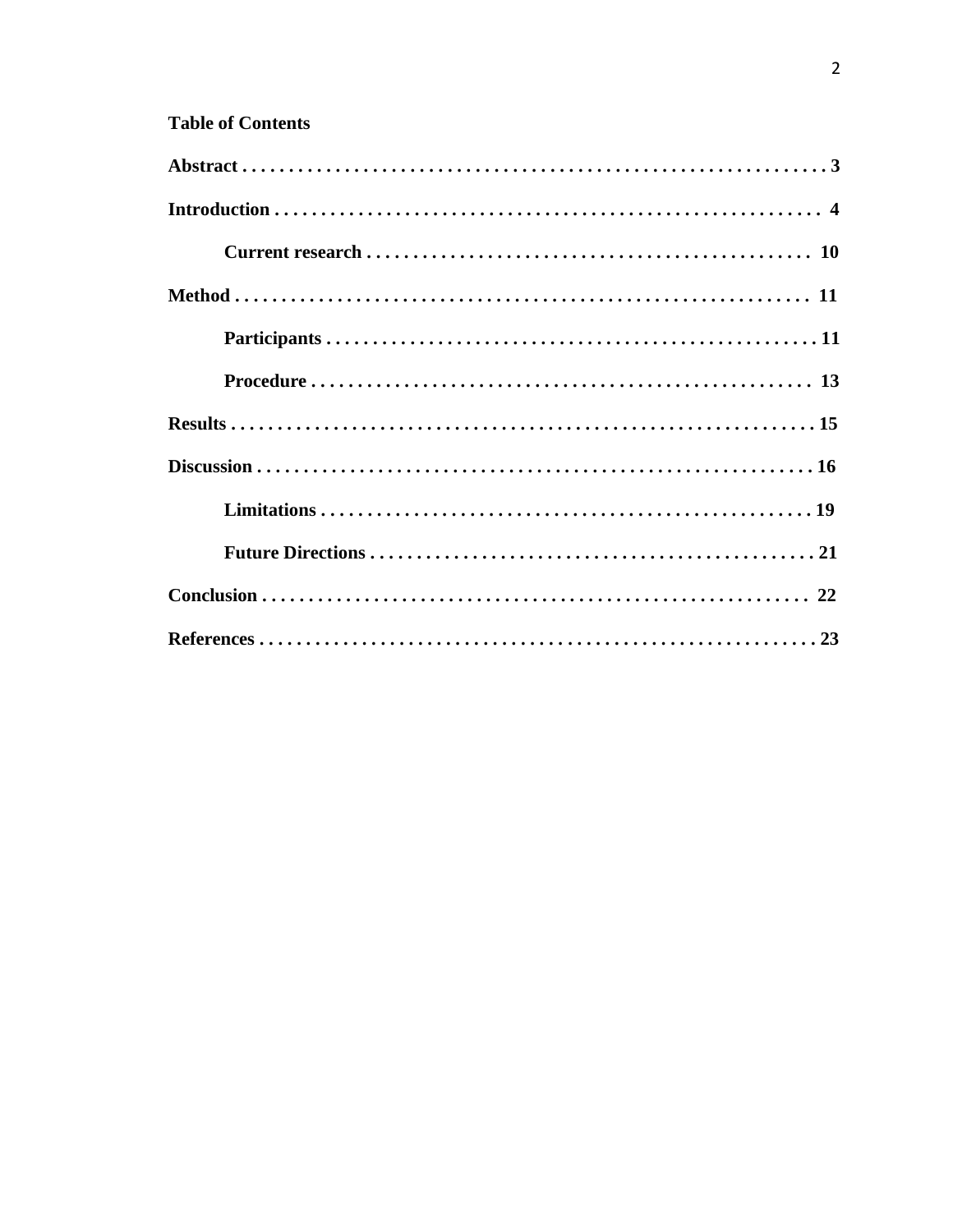**Table of Contents**

**Abstract . . . . . . . . . . . . . . . . . . . . . . . . . . . . . . . . . . . . . . . . . . . . . . . . . . . . . . . . . . . . . 3**

**Introduction . . . . . . . . . . . . . . . . . . . . . . . . . . . . . . . . . . . . . . . . . . . . . . . . . . . . . . . . . . . 4**

- **Current research . . . . . . . . . . . . . . . . . . . . . . . . . . . . . . . . . . . . . . . . . . . . . . . 10**

**Method . . . . . . . . . . . . . . . . . . . . . . . . . . . . . . . . . . . . . . . . . . . . . . . . . . . . . . . . . . . . . . 11**

- **Participants . . . . . . . . . . . . . . . . . . . . . . . . . . . . . . . . . . . . . . . . . . . . . . . . . . . . 11**
- **Procedure . . . . . . . . . . . . . . . . . . . . . . . . . . . . . . . . . . . . . . . . . . . . . . . . . . . . . 13**

**Results . . . . . . . . . . . . . . . . . . . . . . . . . . . . . . . . . . . . . . . . . . . . . . . . . . . . . . . . . . . . . . 15**

**Discussion . . . . . . . . . . . . . . . . . . . . . . . . . . . . . . . . . . . . . . . . . . . . . . . . . . . . . . . . . . . 16**

- **Limitations . . . . . . . . . . . . . . . . . . . . . . . . . . . . . . . . . . . . . . . . . . . . . . . . . . . . . 19**
- **Future Directions . . . . . . . . . . . . . . . . . . . . . . . . . . . . . . . . . . . . . . . . . . . . . . . . 21**

**Conclusion . . . . . . . . . . . . . . . . . . . . . . . . . . . . . . . . . . . . . . . . . . . . . . . . . . . . . . . . . . 22**

**References . . . . . . . . . . . . . . . . . . . . . . . . . . . . . . . . . . . . . . . . . . . . . . . . . . . . . . . . . . . 23**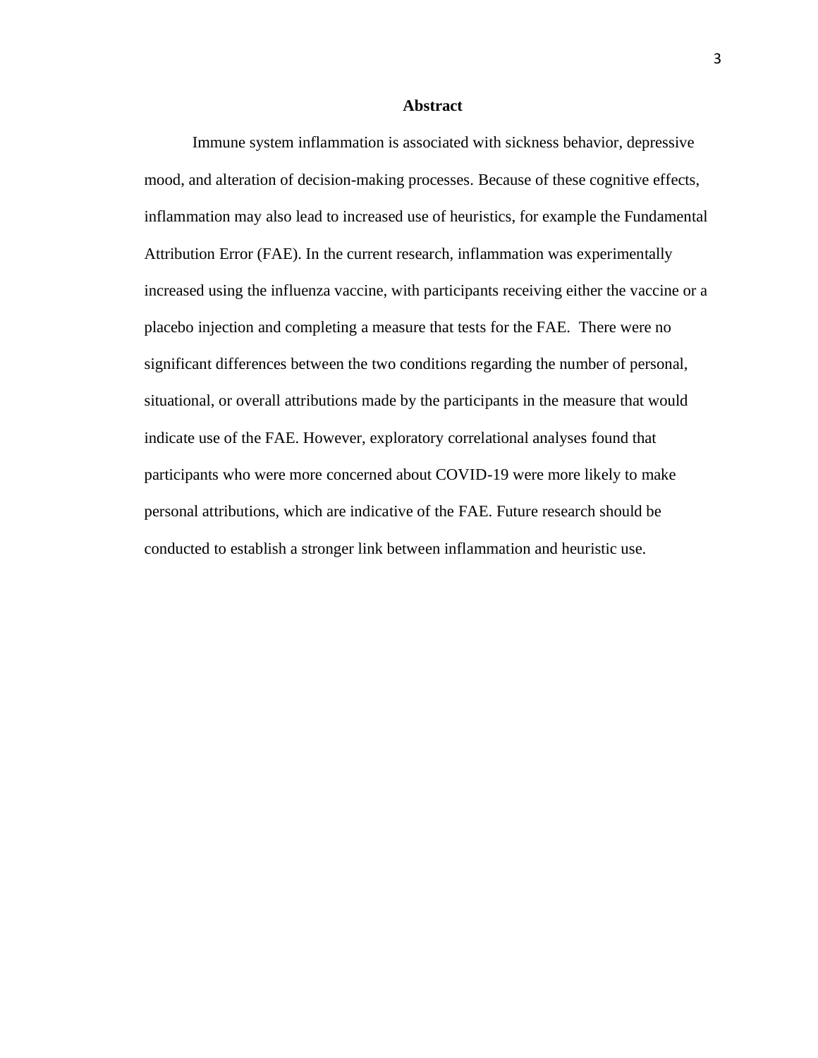## Abstract

Immune system inflammation is associated with sickness behavior, depressive mood, and alteration of decision-making processes. Because of these cognitive effects, inflammation may also lead to increased use of heuristics, for example the Fundamental Attribution Error (FAE). In the current research, inflammation was experimentally increased using the influenza vaccine, with participants receiving either the vaccine or a placebo injection and completing a measure that tests for the FAE. There were no significant differences between the two conditions regarding the number of personal, situational, or overall attributions made by the participants in the measure that would indicate use of the FAE. However, exploratory correlational analyses found that participants who were more concerned about COVID-19 were more likely to make personal attributions, which are indicative of the FAE. Future research should be conducted to establish a stronger link between inflammation and heuristic use.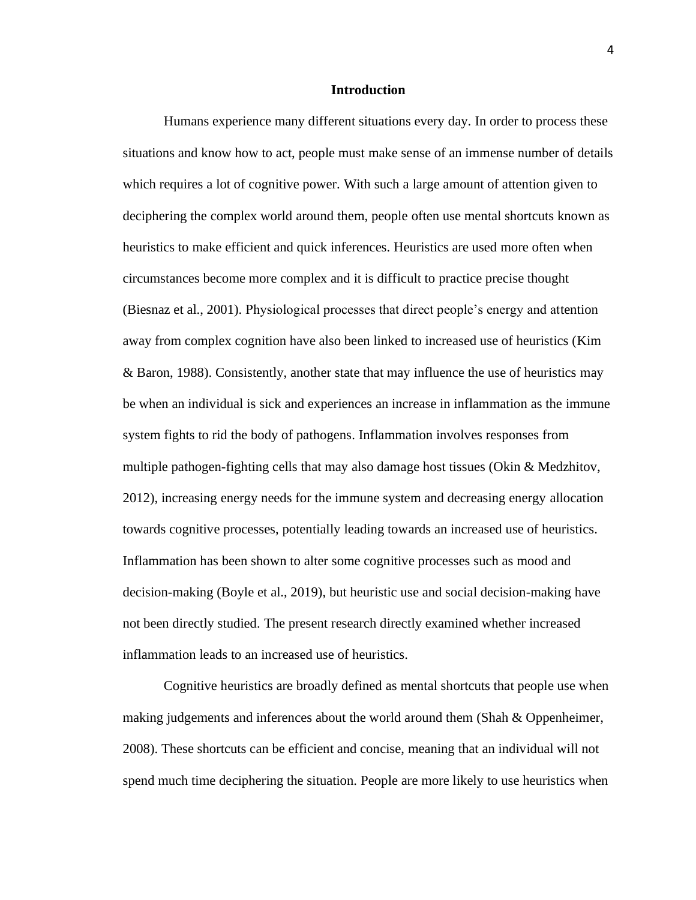# Introduction

Humans experience many different situations every day. In order to process these situations and know how to act, people must make sense of an immense number of details which requires a lot of cognitive power. With such a large amount of attention given to deciphering the complex world around them, people often use mental shortcuts known as heuristics to make efficient and quick inferences. Heuristics are used more often when circumstances become more complex and it is difficult to practice precise thought (Biesnaz et al., 2001). Physiological processes that direct people's energy and attention away from complex cognition have also been linked to increased use of heuristics (Kim & Baron, 1988). Consistently, another state that may influence the use of heuristics may be when an individual is sick and experiences an increase in inflammation as the immune system fights to rid the body of pathogens. Inflammation involves responses from multiple pathogen-fighting cells that may also damage host tissues (Okin & Medzhitov, 2012), increasing energy needs for the immune system and decreasing energy allocation towards cognitive processes, potentially leading towards an increased use of heuristics. Inflammation has been shown to alter some cognitive processes such as mood and decision-making (Boyle et al., 2019), but heuristic use and social decision-making have not been directly studied. The present research directly examined whether increased inflammation leads to an increased use of heuristics.

Cognitive heuristics are broadly defined as mental shortcuts that people use when making judgements and inferences about the world around them (Shah & Oppenheimer, 2008). These shortcuts can be efficient and concise, meaning that an individual will not spend much time deciphering the situation. People are more likely to use heuristics when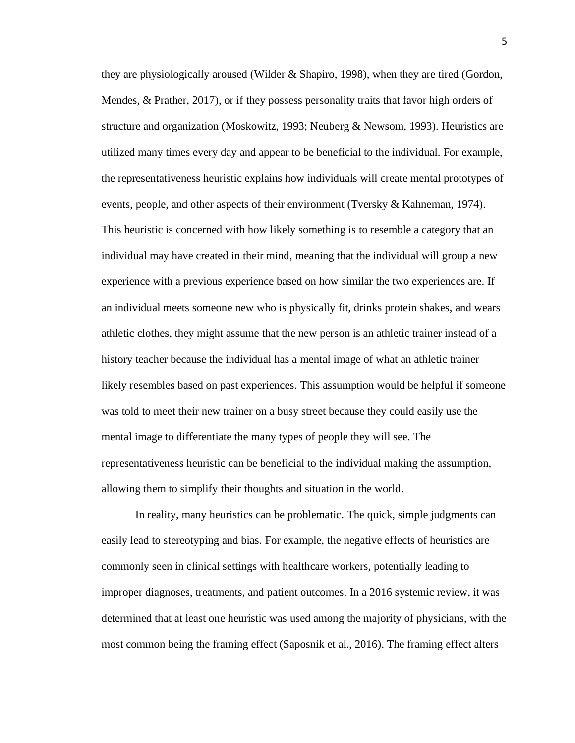they are physiologically aroused (Wilder & Shapiro, 1998), when they are tired (Gordon, Mendes, & Prather, 2017), or if they possess personality traits that favor high orders of structure and organization (Moskowitz, 1993; Neuberg & Newsom, 1993). Heuristics are utilized many times every day and appear to be beneficial to the individual. For example, the representativeness heuristic explains how individuals will create mental prototypes of events, people, and other aspects of their environment (Tversky & Kahneman, 1974). This heuristic is concerned with how likely something is to resemble a category that an individual may have created in their mind, meaning that the individual will group a new experience with a previous experience based on how similar the two experiences are. If an individual meets someone new who is physically fit, drinks protein shakes, and wears athletic clothes, they might assume that the new person is an athletic trainer instead of a history teacher because the individual has a mental image of what an athletic trainer likely resembles based on past experiences. This assumption would be helpful if someone was told to meet their new trainer on a busy street because they could easily use the mental image to differentiate the many types of people they will see. The representativeness heuristic can be beneficial to the individual making the assumption, allowing them to simplify their thoughts and situation in the world.

In reality, many heuristics can be problematic. The quick, simple judgments can easily lead to stereotyping and bias. For example, the negative effects of heuristics are commonly seen in clinical settings with healthcare workers, potentially leading to improper diagnoses, treatments, and patient outcomes. In a 2016 systemic review, it was determined that at least one heuristic was used among the majority of physicians, with the most common being the framing effect (Saposnik et al., 2016). The framing effect alters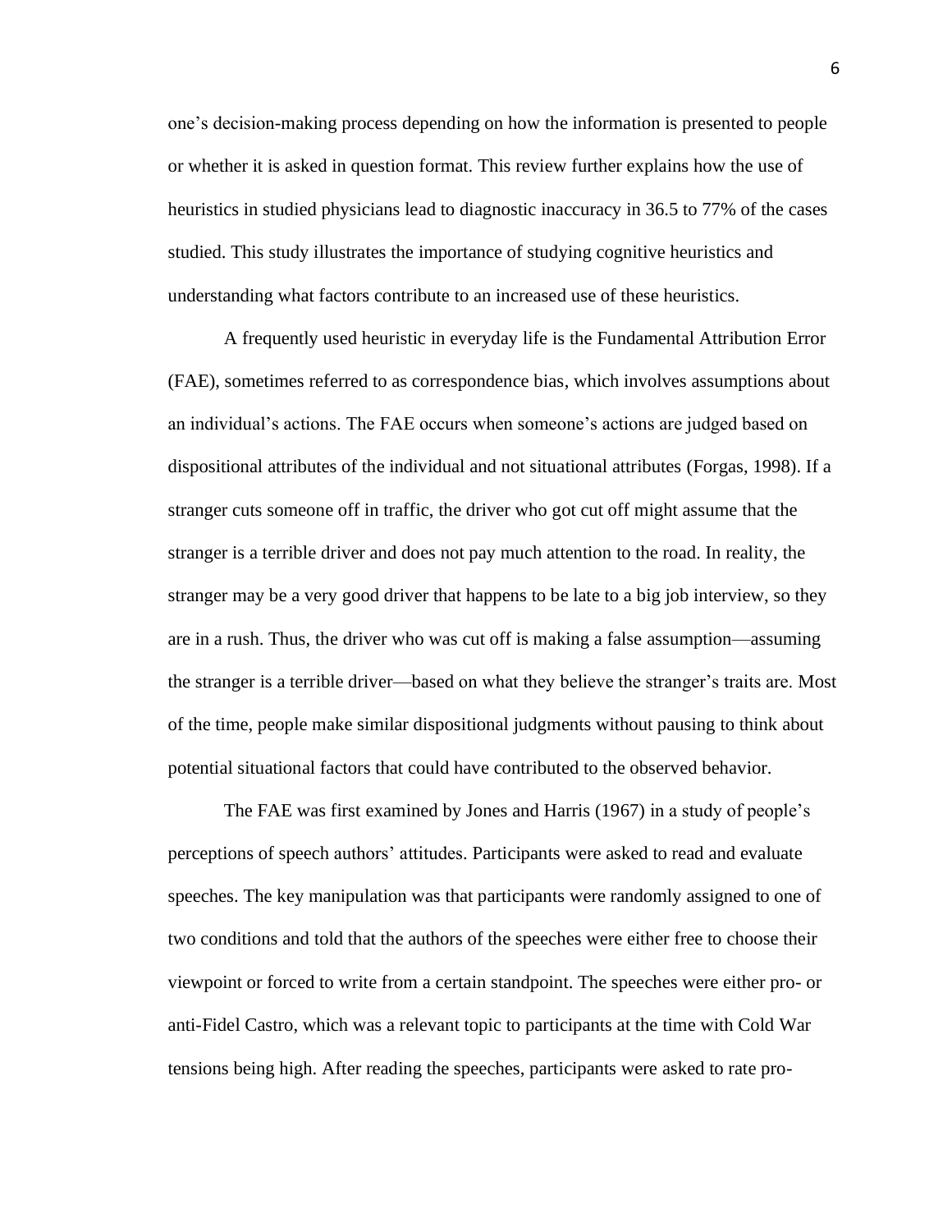one's decision-making process depending on how the information is presented to people or whether it is asked in question format. This review further explains how the use of heuristics in studied physicians lead to diagnostic inaccuracy in 36.5 to 77% of the cases studied. This study illustrates the importance of studying cognitive heuristics and understanding what factors contribute to an increased use of these heuristics.

A frequently used heuristic in everyday life is the Fundamental Attribution Error (FAE), sometimes referred to as correspondence bias, which involves assumptions about an individual's actions. The FAE occurs when someone's actions are judged based on dispositional attributes of the individual and not situational attributes (Forgas, 1998). If a stranger cuts someone off in traffic, the driver who got cut off might assume that the stranger is a terrible driver and does not pay much attention to the road. In reality, the stranger may be a very good driver that happens to be late to a big job interview, so they are in a rush. Thus, the driver who was cut off is making a false assumption—assuming the stranger is a terrible driver—based on what they believe the stranger's traits are. Most of the time, people make similar dispositional judgments without pausing to think about potential situational factors that could have contributed to the observed behavior.

The FAE was first examined by Jones and Harris (1967) in a study of people's perceptions of speech authors' attitudes. Participants were asked to read and evaluate speeches. The key manipulation was that participants were randomly assigned to one of two conditions and told that the authors of the speeches were either free to choose their viewpoint or forced to write from a certain standpoint. The speeches were either pro- or anti-Fidel Castro, which was a relevant topic to participants at the time with Cold War tensions being high. After reading the speeches, participants were asked to rate pro-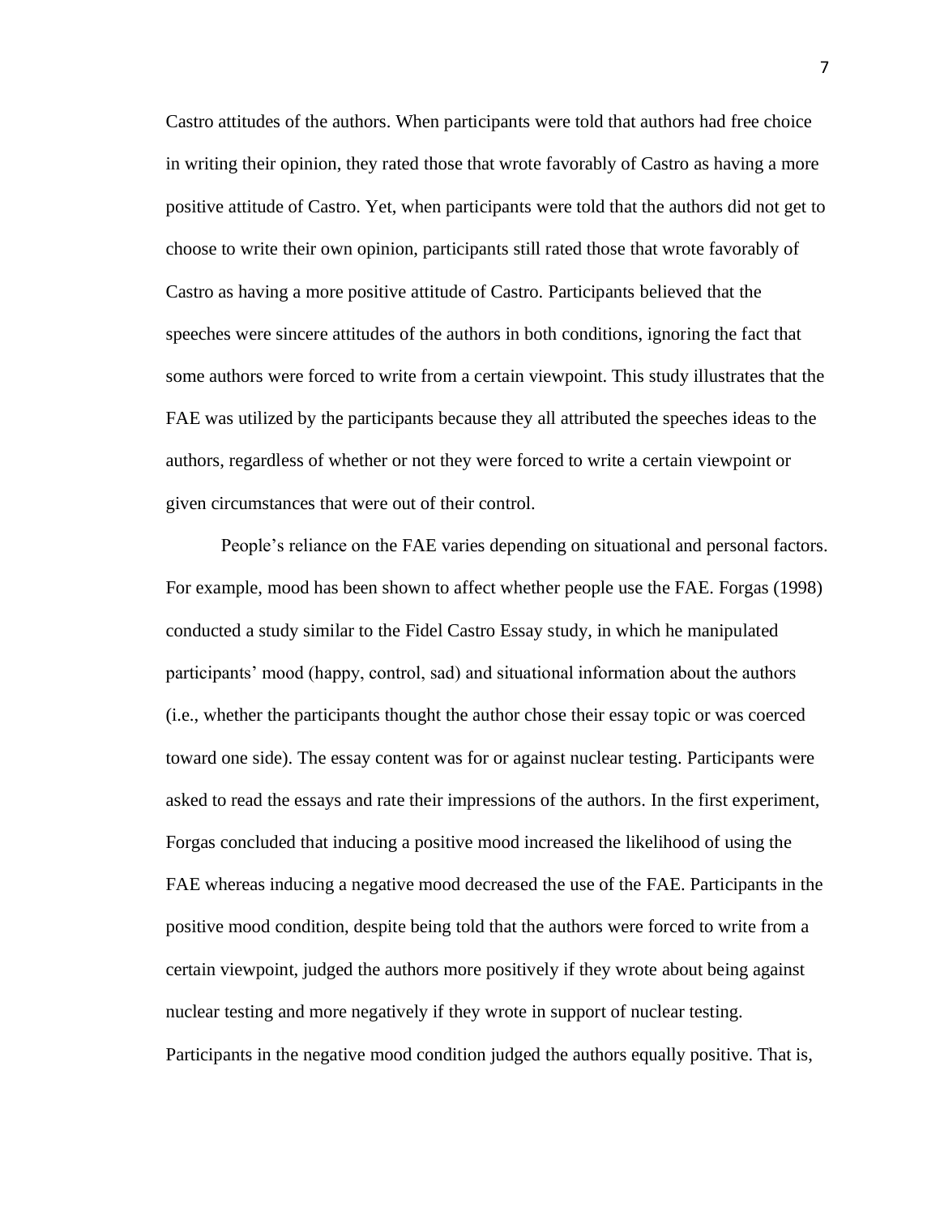Castro attitudes of the authors. When participants were told that authors had free choice in writing their opinion, they rated those that wrote favorably of Castro as having a more positive attitude of Castro. Yet, when participants were told that the authors did not get to choose to write their own opinion, participants still rated those that wrote favorably of Castro as having a more positive attitude of Castro. Participants believed that the speeches were sincere attitudes of the authors in both conditions, ignoring the fact that some authors were forced to write from a certain viewpoint. This study illustrates that the FAE was utilized by the participants because they all attributed the speeches ideas to the authors, regardless of whether or not they were forced to write a certain viewpoint or given circumstances that were out of their control.

People's reliance on the FAE varies depending on situational and personal factors. For example, mood has been shown to affect whether people use the FAE. Forgas (1998) conducted a study similar to the Fidel Castro Essay study, in which he manipulated participants' mood (happy, control, sad) and situational information about the authors (i.e., whether the participants thought the author chose their essay topic or was coerced toward one side). The essay content was for or against nuclear testing. Participants were asked to read the essays and rate their impressions of the authors. In the first experiment, Forgas concluded that inducing a positive mood increased the likelihood of using the FAE whereas inducing a negative mood decreased the use of the FAE. Participants in the positive mood condition, despite being told that the authors were forced to write from a certain viewpoint, judged the authors more positively if they wrote about being against nuclear testing and more negatively if they wrote in support of nuclear testing. Participants in the negative mood condition judged the authors equally positive. That is,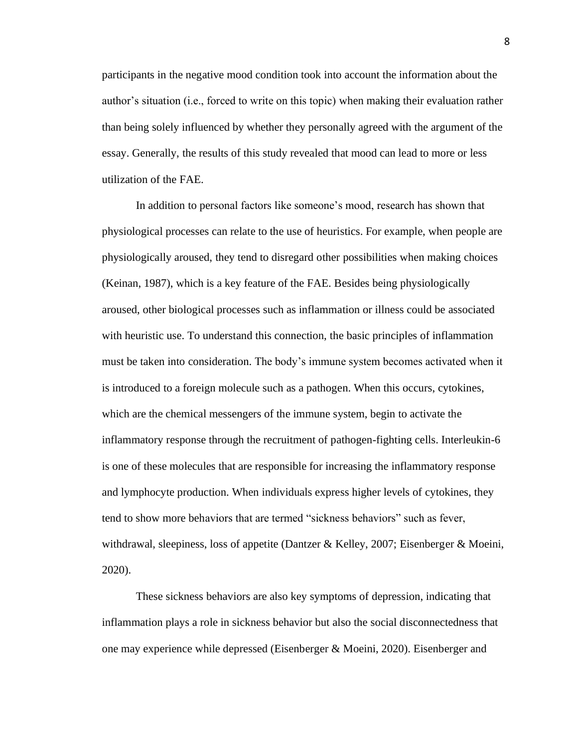participants in the negative mood condition took into account the information about the author's situation (i.e., forced to write on this topic) when making their evaluation rather than being solely influenced by whether they personally agreed with the argument of the essay. Generally, the results of this study revealed that mood can lead to more or less utilization of the FAE.

In addition to personal factors like someone's mood, research has shown that physiological processes can relate to the use of heuristics. For example, when people are physiologically aroused, they tend to disregard other possibilities when making choices (Keinan, 1987), which is a key feature of the FAE. Besides being physiologically aroused, other biological processes such as inflammation or illness could be associated with heuristic use. To understand this connection, the basic principles of inflammation must be taken into consideration. The body's immune system becomes activated when it is introduced to a foreign molecule such as a pathogen. When this occurs, cytokines, which are the chemical messengers of the immune system, begin to activate the inflammatory response through the recruitment of pathogen-fighting cells. Interleukin-6 is one of these molecules that are responsible for increasing the inflammatory response and lymphocyte production. When individuals express higher levels of cytokines, they tend to show more behaviors that are termed "sickness behaviors" such as fever, withdrawal, sleepiness, loss of appetite (Dantzer & Kelley, 2007; Eisenberger & Moeini, 2020).

These sickness behaviors are also key symptoms of depression, indicating that inflammation plays a role in sickness behavior but also the social disconnectedness that one may experience while depressed (Eisenberger & Moeini, 2020). Eisenberger and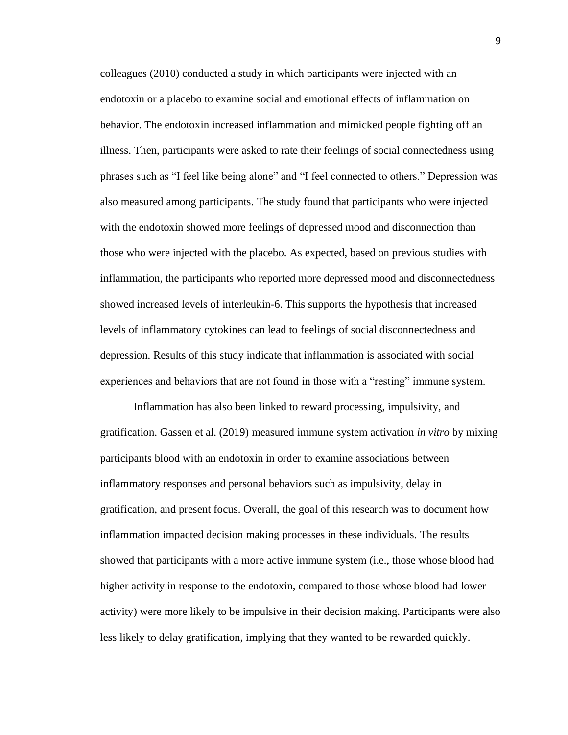colleagues (2010) conducted a study in which participants were injected with an endotoxin or a placebo to examine social and emotional effects of inflammation on behavior. The endotoxin increased inflammation and mimicked people fighting off an illness. Then, participants were asked to rate their feelings of social connectedness using phrases such as "I feel like being alone" and "I feel connected to others." Depression was also measured among participants. The study found that participants who were injected with the endotoxin showed more feelings of depressed mood and disconnection than those who were injected with the placebo. As expected, based on previous studies with inflammation, the participants who reported more depressed mood and disconnectedness showed increased levels of interleukin-6. This supports the hypothesis that increased levels of inflammatory cytokines can lead to feelings of social disconnectedness and depression. Results of this study indicate that inflammation is associated with social experiences and behaviors that are not found in those with a "resting" immune system.

Inflammation has also been linked to reward processing, impulsivity, and gratification. Gassen et al. (2019) measured immune system activation *in vitro* by mixing participants blood with an endotoxin in order to examine associations between inflammatory responses and personal behaviors such as impulsivity, delay in gratification, and present focus. Overall, the goal of this research was to document how inflammation impacted decision making processes in these individuals. The results showed that participants with a more active immune system (i.e., those whose blood had higher activity in response to the endotoxin, compared to those whose blood had lower activity) were more likely to be impulsive in their decision making. Participants were also less likely to delay gratification, implying that they wanted to be rewarded quickly.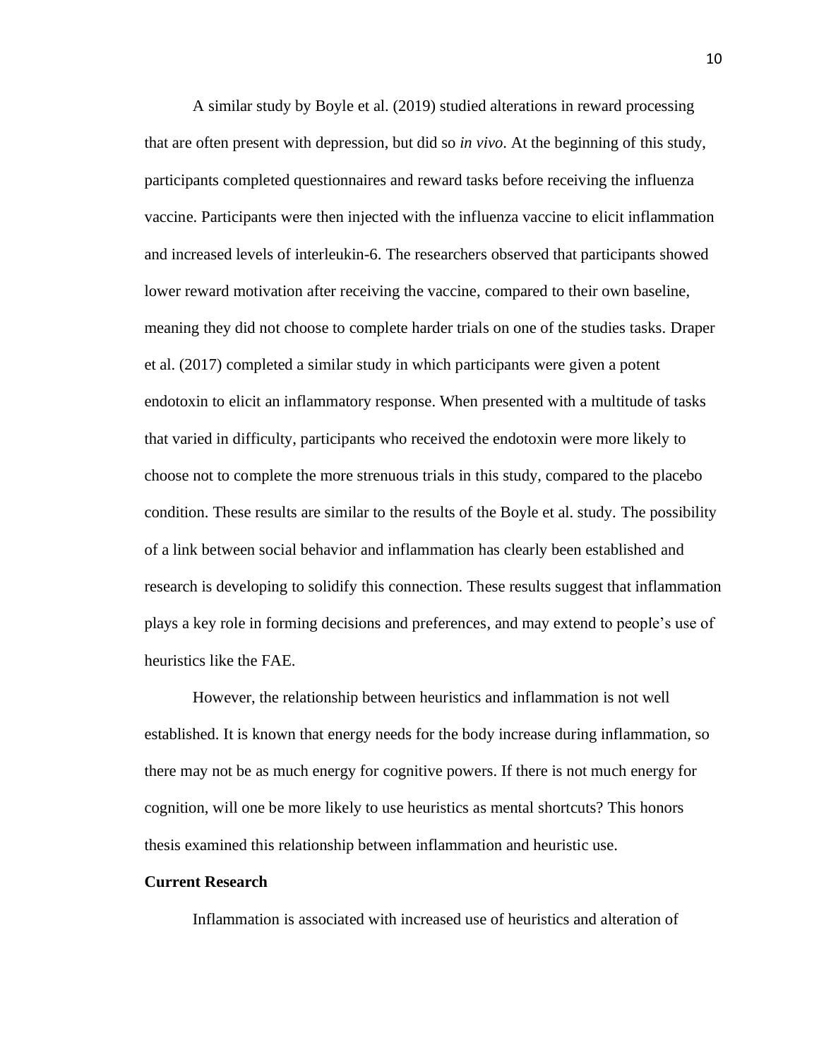A similar study by Boyle et al. (2019) studied alterations in reward processing that are often present with depression, but did so *in vivo*. At the beginning of this study, participants completed questionnaires and reward tasks before receiving the influenza vaccine. Participants were then injected with the influenza vaccine to elicit inflammation and increased levels of interleukin-6. The researchers observed that participants showed lower reward motivation after receiving the vaccine, compared to their own baseline, meaning they did not choose to complete harder trials on one of the studies tasks. Draper et al. (2017) completed a similar study in which participants were given a potent endotoxin to elicit an inflammatory response. When presented with a multitude of tasks that varied in difficulty, participants who received the endotoxin were more likely to choose not to complete the more strenuous trials in this study, compared to the placebo condition. These results are similar to the results of the Boyle et al. study. The possibility of a link between social behavior and inflammation has clearly been established and research is developing to solidify this connection. These results suggest that inflammation plays a key role in forming decisions and preferences, and may extend to people's use of heuristics like the FAE.

However, the relationship between heuristics and inflammation is not well established. It is known that energy needs for the body increase during inflammation, so there may not be as much energy for cognitive powers. If there is not much energy for cognition, will one be more likely to use heuristics as mental shortcuts? This honors thesis examined this relationship between inflammation and heuristic use.

**Current Research**

Inflammation is associated with increased use of heuristics and alteration of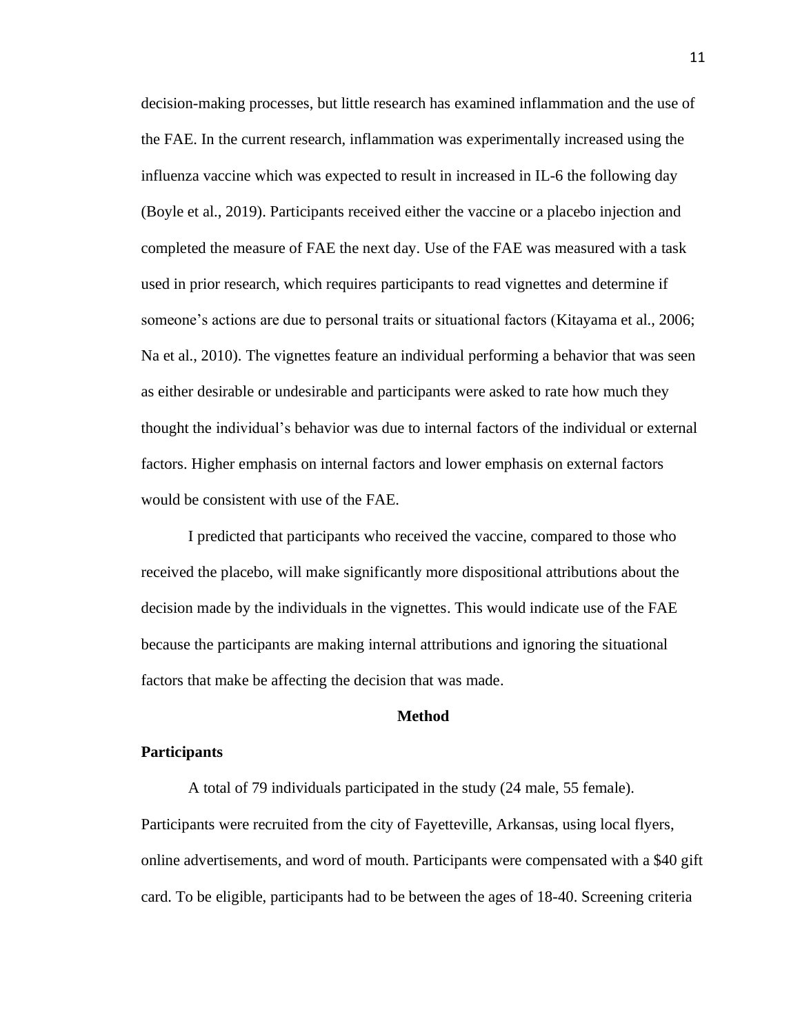decision-making processes, but little research has examined inflammation and the use of the FAE. In the current research, inflammation was experimentally increased using the influenza vaccine which was expected to result in increased in IL-6 the following day (Boyle et al., 2019). Participants received either the vaccine or a placebo injection and completed the measure of FAE the next day. Use of the FAE was measured with a task used in prior research, which requires participants to read vignettes and determine if someone's actions are due to personal traits or situational factors (Kitayama et al., 2006; Na et al., 2010). The vignettes feature an individual performing a behavior that was seen as either desirable or undesirable and participants were asked to rate how much they thought the individual's behavior was due to internal factors of the individual or external factors. Higher emphasis on internal factors and lower emphasis on external factors would be consistent with use of the FAE.

I predicted that participants who received the vaccine, compared to those who received the placebo, will make significantly more dispositional attributions about the decision made by the individuals in the vignettes. This would indicate use of the FAE because the participants are making internal attributions and ignoring the situational factors that make be affecting the decision that was made.

# Method

## Participants

A total of 79 individuals participated in the study (24 male, 55 female). Participants were recruited from the city of Fayetteville, Arkansas, using local flyers, online advertisements, and word of mouth. Participants were compensated with a $40 gift card. To be eligible, participants had to be between the ages of 18-40. Screening criteria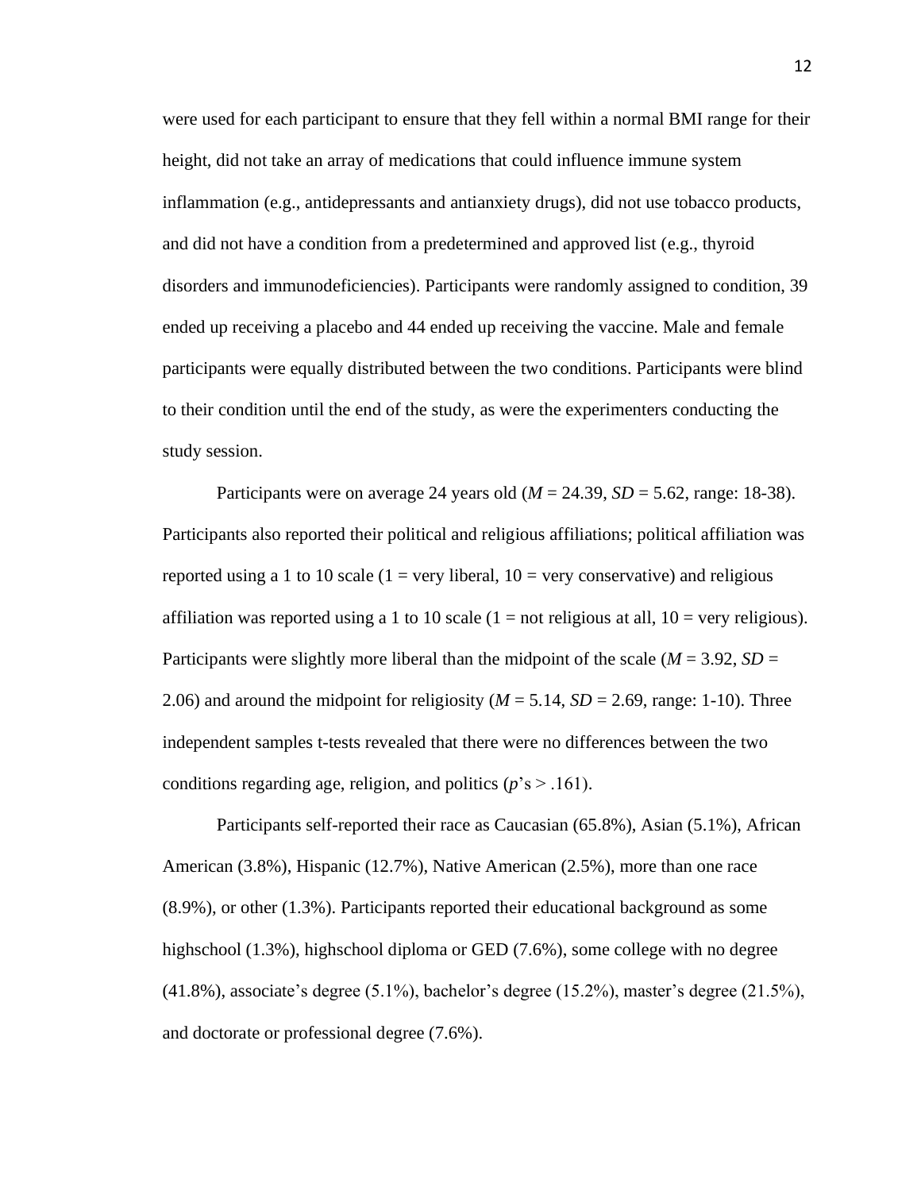were used for each participant to ensure that they fell within a normal BMI range for their height, did not take an array of medications that could influence immune system inflammation (e.g., antidepressants and antianxiety drugs), did not use tobacco products, and did not have a condition from a predetermined and approved list (e.g., thyroid disorders and immunodeficiencies). Participants were randomly assigned to condition, 39 ended up receiving a placebo and 44 ended up receiving the vaccine. Male and female participants were equally distributed between the two conditions. Participants were blind to their condition until the end of the study, as were the experimenters conducting the study session.

Participants were on average 24 years old ($M$ = 24.39, $SD$ = 5.62, range: 18-38). Participants also reported their political and religious affiliations; political affiliation was reported using a 1 to 10 scale (1 = very liberal, 10 = very conservative) and religious affiliation was reported using a 1 to 10 scale (1 = not religious at all, 10 = very religious). Participants were slightly more liberal than the midpoint of the scale ($M$ = 3.92, $SD$ = 2.06) and around the midpoint for religiosity ($M$ = 5.14, $SD$ = 2.69, range: 1-10). Three independent samples t-tests revealed that there were no differences between the two conditions regarding age, religion, and politics ($p$'s > .161).

Participants self-reported their race as Caucasian (65.8%), Asian (5.1%), African American (3.8%), Hispanic (12.7%), Native American (2.5%), more than one race (8.9%), or other (1.3%). Participants reported their educational background as some highschool (1.3%), highschool diploma or GED (7.6%), some college with no degree (41.8%), associate's degree (5.1%), bachelor's degree (15.2%), master's degree (21.5%), and doctorate or professional degree (7.6%).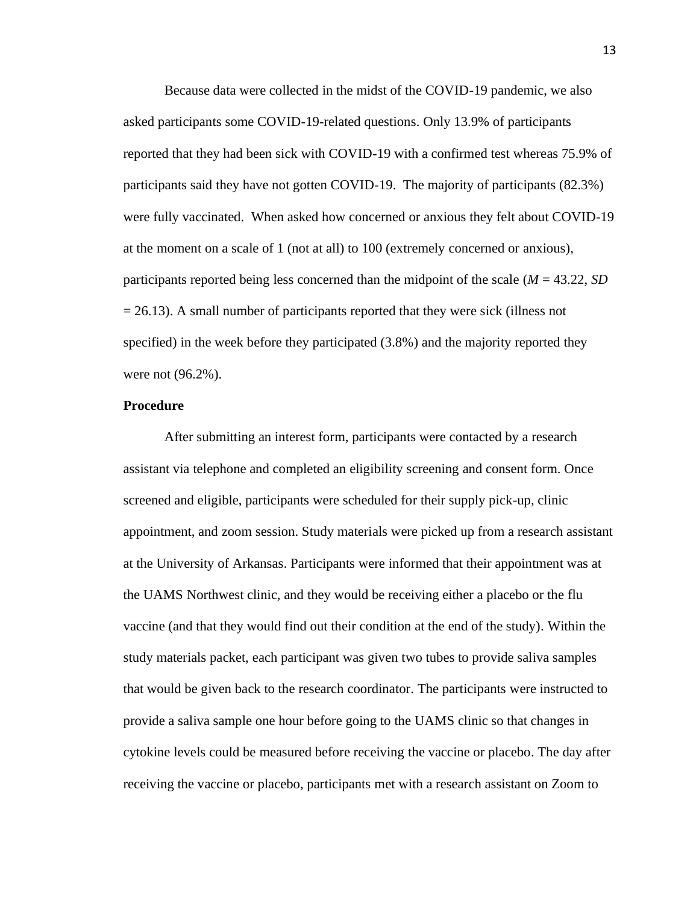Because data were collected in the midst of the COVID-19 pandemic, we also asked participants some COVID-19-related questions. Only 13.9% of participants reported that they had been sick with COVID-19 with a confirmed test whereas 75.9% of participants said they have not gotten COVID-19. The majority of participants (82.3%) were fully vaccinated. When asked how concerned or anxious they felt about COVID-19 at the moment on a scale of 1 (not at all) to 100 (extremely concerned or anxious), participants reported being less concerned than the midpoint of the scale ($M$ = 43.22, $SD$ = 26.13). A small number of participants reported that they were sick (illness not specified) in the week before they participated (3.8%) and the majority reported they were not (96.2%).

**Procedure**

After submitting an interest form, participants were contacted by a research assistant via telephone and completed an eligibility screening and consent form. Once screened and eligible, participants were scheduled for their supply pick-up, clinic appointment, and zoom session. Study materials were picked up from a research assistant at the University of Arkansas. Participants were informed that their appointment was at the UAMS Northwest clinic, and they would be receiving either a placebo or the flu vaccine (and that they would find out their condition at the end of the study). Within the study materials packet, each participant was given two tubes to provide saliva samples that would be given back to the research coordinator. The participants were instructed to provide a saliva sample one hour before going to the UAMS clinic so that changes in cytokine levels could be measured before receiving the vaccine or placebo. The day after receiving the vaccine or placebo, participants met with a research assistant on Zoom to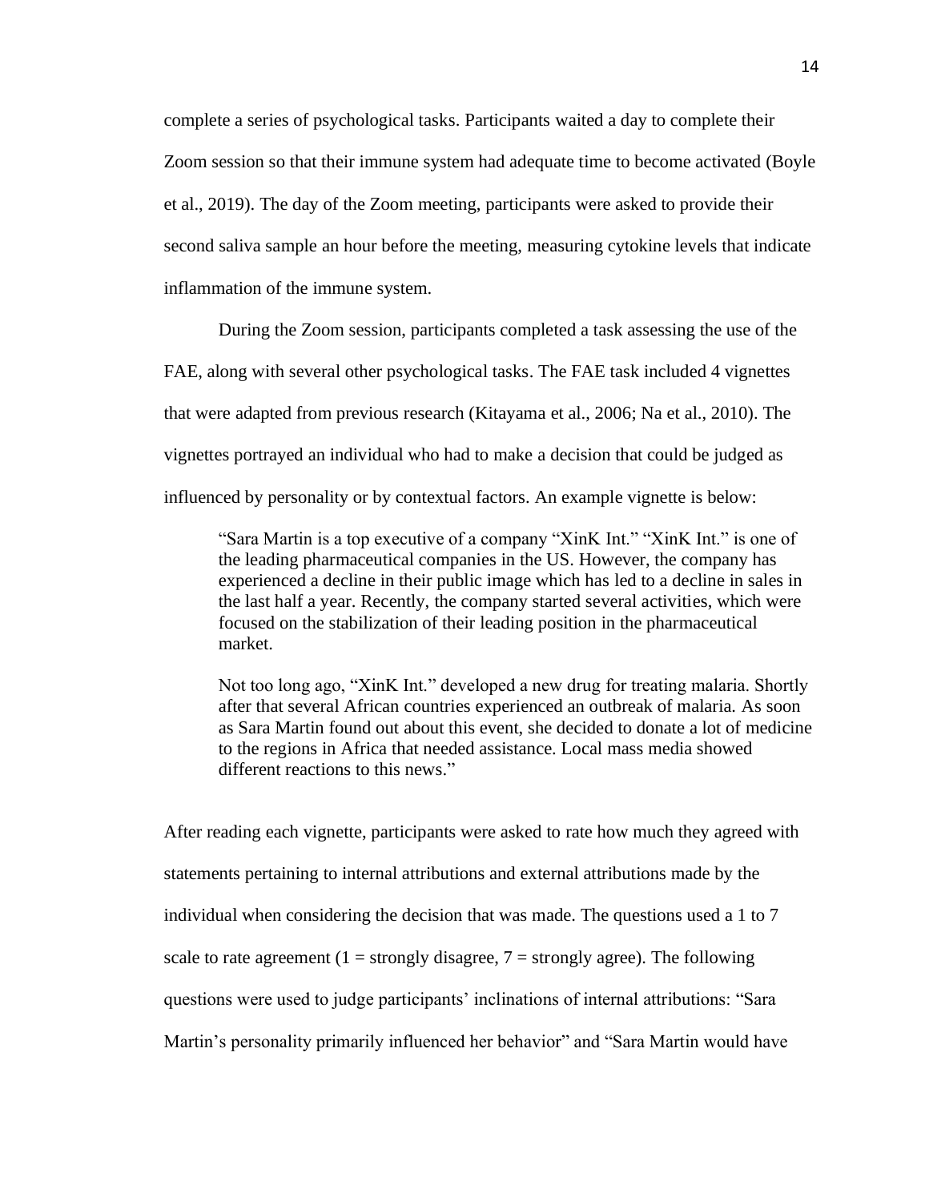complete a series of psychological tasks. Participants waited a day to complete their Zoom session so that their immune system had adequate time to become activated (Boyle et al., 2019). The day of the Zoom meeting, participants were asked to provide their second saliva sample an hour before the meeting, measuring cytokine levels that indicate inflammation of the immune system.

During the Zoom session, participants completed a task assessing the use of the FAE, along with several other psychological tasks. The FAE task included 4 vignettes that were adapted from previous research (Kitayama et al., 2006; Na et al., 2010). The vignettes portrayed an individual who had to make a decision that could be judged as influenced by personality or by contextual factors. An example vignette is below:

> "Sara Martin is a top executive of a company "XinK Int." "XinK Int." is one of the leading pharmaceutical companies in the US. However, the company has experienced a decline in their public image which has led to a decline in sales in the last half a year. Recently, the company started several activities, which were focused on the stabilization of their leading position in the pharmaceutical market.
>
> Not too long ago, "XinK Int." developed a new drug for treating malaria. Shortly after that several African countries experienced an outbreak of malaria. As soon as Sara Martin found out about this event, she decided to donate a lot of medicine to the regions in Africa that needed assistance. Local mass media showed different reactions to this news."

After reading each vignette, participants were asked to rate how much they agreed with statements pertaining to internal attributions and external attributions made by the individual when considering the decision that was made. The questions used a 1 to 7 scale to rate agreement (1 = strongly disagree, 7 = strongly agree). The following questions were used to judge participants' inclinations of internal attributions: "Sara Martin's personality primarily influenced her behavior" and "Sara Martin would have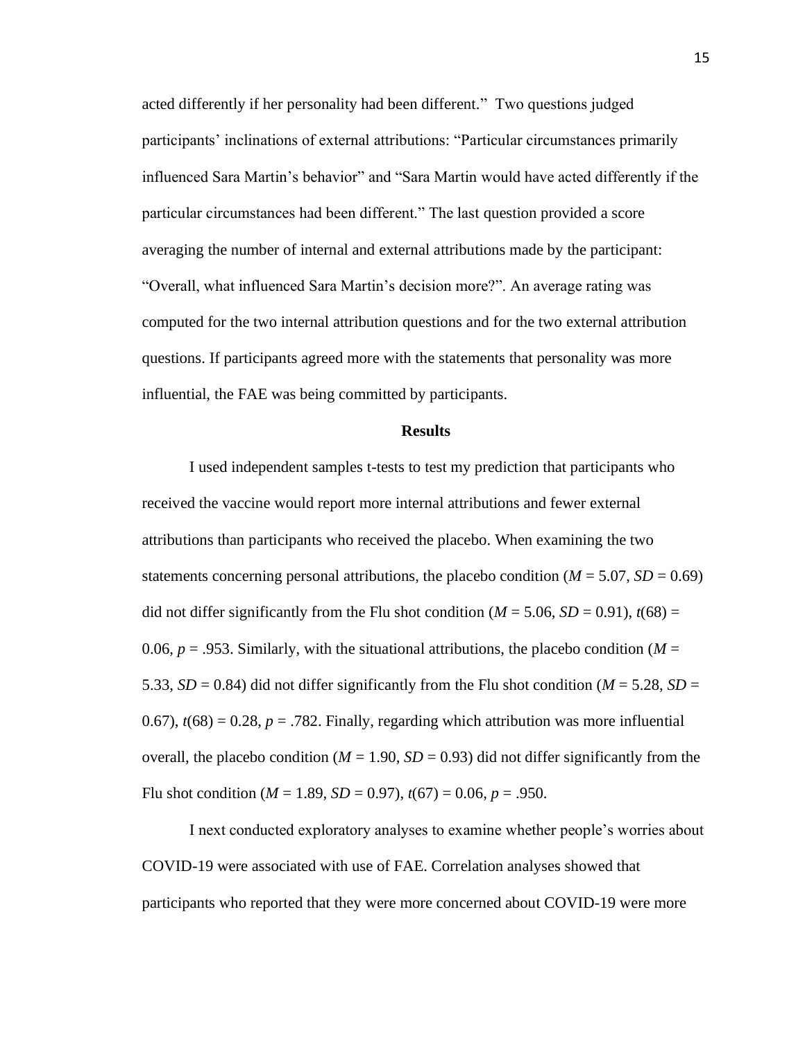acted differently if her personality had been different." Two questions judged participants' inclinations of external attributions: "Particular circumstances primarily influenced Sara Martin's behavior" and "Sara Martin would have acted differently if the particular circumstances had been different." The last question provided a score averaging the number of internal and external attributions made by the participant: "Overall, what influenced Sara Martin's decision more?". An average rating was computed for the two internal attribution questions and for the two external attribution questions. If participants agreed more with the statements that personality was more influential, the FAE was being committed by participants.

## Results

I used independent samples t-tests to test my prediction that participants who received the vaccine would report more internal attributions and fewer external attributions than participants who received the placebo. When examining the two statements concerning personal attributions, the placebo condition ($M = 5.07$, $SD = 0.69$) did not differ significantly from the Flu shot condition ($M = 5.06$, $SD = 0.91$), $t(68) = 0.06$, $p = .953$. Similarly, with the situational attributions, the placebo condition ($M = 5.33$, $SD = 0.84$) did not differ significantly from the Flu shot condition ($M = 5.28$, $SD = 0.67$), $t(68) = 0.28$, $p = .782$. Finally, regarding which attribution was more influential overall, the placebo condition ($M = 1.90$, $SD = 0.93$) did not differ significantly from the Flu shot condition ($M = 1.89$, $SD = 0.97$), $t(67) = 0.06$, $p = .950$.

I next conducted exploratory analyses to examine whether people's worries about COVID-19 were associated with use of FAE. Correlation analyses showed that participants who reported that they were more concerned about COVID-19 were more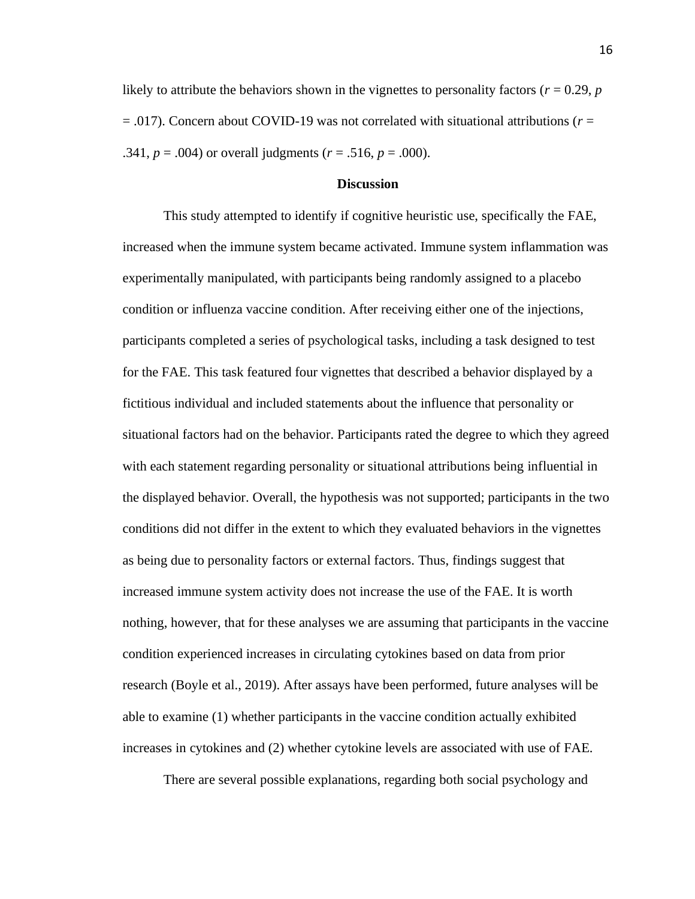likely to attribute the behaviors shown in the vignettes to personality factors ($r = 0.29$, $p = .017$). Concern about COVID-19 was not correlated with situational attributions ($r = .341$, $p = .004$) or overall judgments ($r = .516$, $p = .000$).

## Discussion

This study attempted to identify if cognitive heuristic use, specifically the FAE, increased when the immune system became activated. Immune system inflammation was experimentally manipulated, with participants being randomly assigned to a placebo condition or influenza vaccine condition. After receiving either one of the injections, participants completed a series of psychological tasks, including a task designed to test for the FAE. This task featured four vignettes that described a behavior displayed by a fictitious individual and included statements about the influence that personality or situational factors had on the behavior. Participants rated the degree to which they agreed with each statement regarding personality or situational attributions being influential in the displayed behavior. Overall, the hypothesis was not supported; participants in the two conditions did not differ in the extent to which they evaluated behaviors in the vignettes as being due to personality factors or external factors. Thus, findings suggest that increased immune system activity does not increase the use of the FAE. It is worth nothing, however, that for these analyses we are assuming that participants in the vaccine condition experienced increases in circulating cytokines based on data from prior research (Boyle et al., 2019). After assays have been performed, future analyses will be able to examine (1) whether participants in the vaccine condition actually exhibited increases in cytokines and (2) whether cytokine levels are associated with use of FAE.

There are several possible explanations, regarding both social psychology and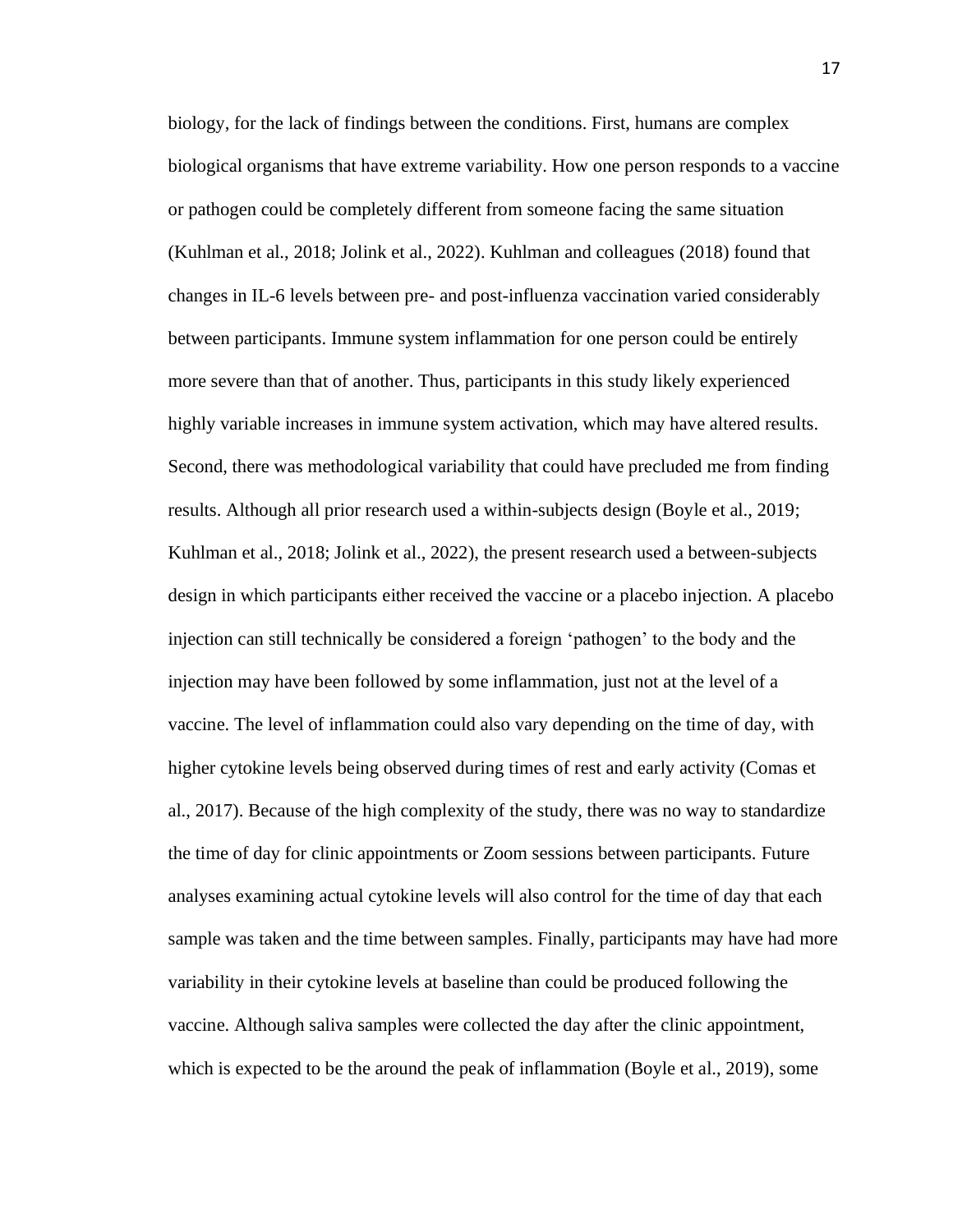biology, for the lack of findings between the conditions. First, humans are complex biological organisms that have extreme variability. How one person responds to a vaccine or pathogen could be completely different from someone facing the same situation (Kuhlman et al., 2018; Jolink et al., 2022). Kuhlman and colleagues (2018) found that changes in IL-6 levels between pre- and post-influenza vaccination varied considerably between participants. Immune system inflammation for one person could be entirely more severe than that of another. Thus, participants in this study likely experienced highly variable increases in immune system activation, which may have altered results. Second, there was methodological variability that could have precluded me from finding results. Although all prior research used a within-subjects design (Boyle et al., 2019; Kuhlman et al., 2018; Jolink et al., 2022), the present research used a between-subjects design in which participants either received the vaccine or a placebo injection. A placebo injection can still technically be considered a foreign 'pathogen' to the body and the injection may have been followed by some inflammation, just not at the level of a vaccine. The level of inflammation could also vary depending on the time of day, with higher cytokine levels being observed during times of rest and early activity (Comas et al., 2017). Because of the high complexity of the study, there was no way to standardize the time of day for clinic appointments or Zoom sessions between participants. Future analyses examining actual cytokine levels will also control for the time of day that each sample was taken and the time between samples. Finally, participants may have had more variability in their cytokine levels at baseline than could be produced following the vaccine. Although saliva samples were collected the day after the clinic appointment, which is expected to be the around the peak of inflammation (Boyle et al., 2019), some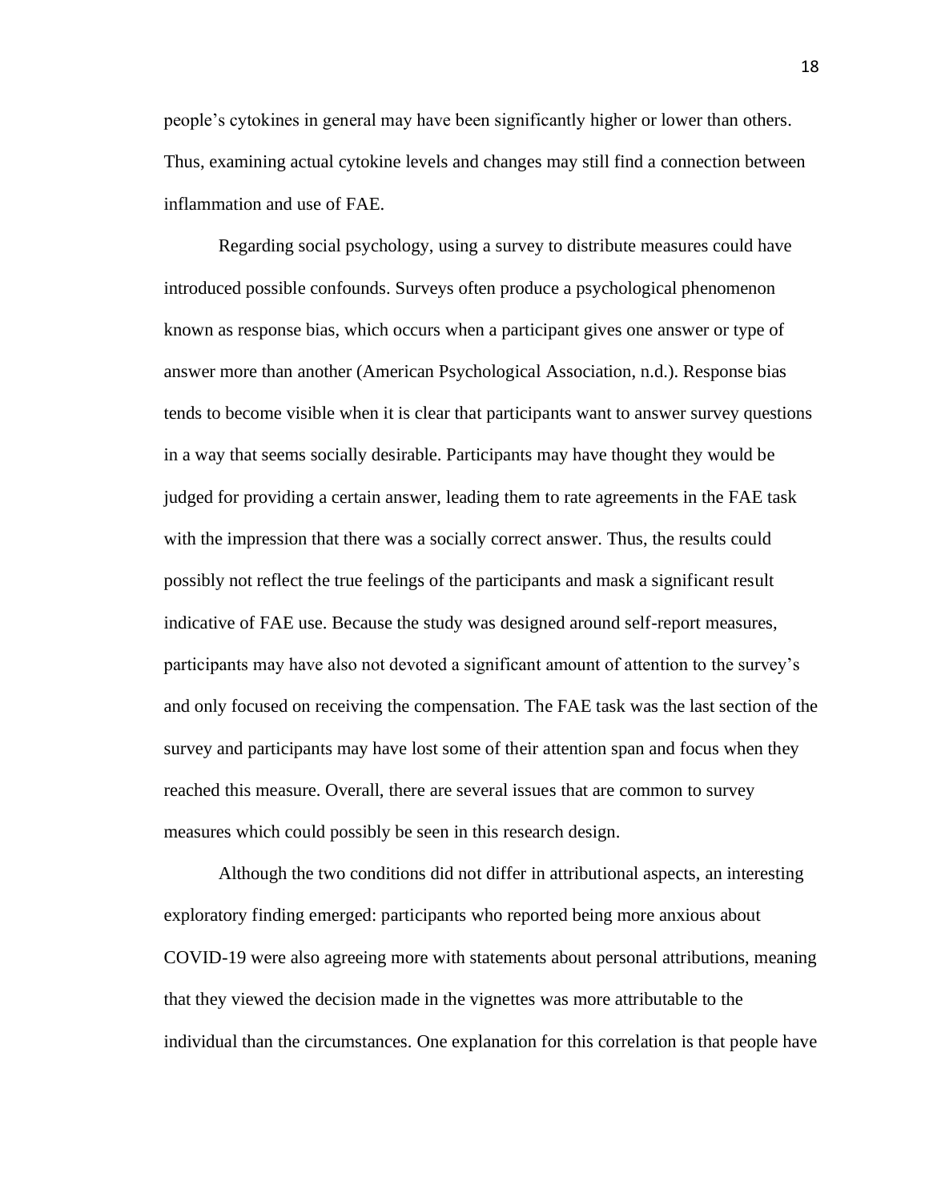people's cytokines in general may have been significantly higher or lower than others. Thus, examining actual cytokine levels and changes may still find a connection between inflammation and use of FAE.

Regarding social psychology, using a survey to distribute measures could have introduced possible confounds. Surveys often produce a psychological phenomenon known as response bias, which occurs when a participant gives one answer or type of answer more than another (American Psychological Association, n.d.). Response bias tends to become visible when it is clear that participants want to answer survey questions in a way that seems socially desirable. Participants may have thought they would be judged for providing a certain answer, leading them to rate agreements in the FAE task with the impression that there was a socially correct answer. Thus, the results could possibly not reflect the true feelings of the participants and mask a significant result indicative of FAE use. Because the study was designed around self-report measures, participants may have also not devoted a significant amount of attention to the survey's and only focused on receiving the compensation. The FAE task was the last section of the survey and participants may have lost some of their attention span and focus when they reached this measure. Overall, there are several issues that are common to survey measures which could possibly be seen in this research design.

Although the two conditions did not differ in attributional aspects, an interesting exploratory finding emerged: participants who reported being more anxious about COVID-19 were also agreeing more with statements about personal attributions, meaning that they viewed the decision made in the vignettes was more attributable to the individual than the circumstances. One explanation for this correlation is that people have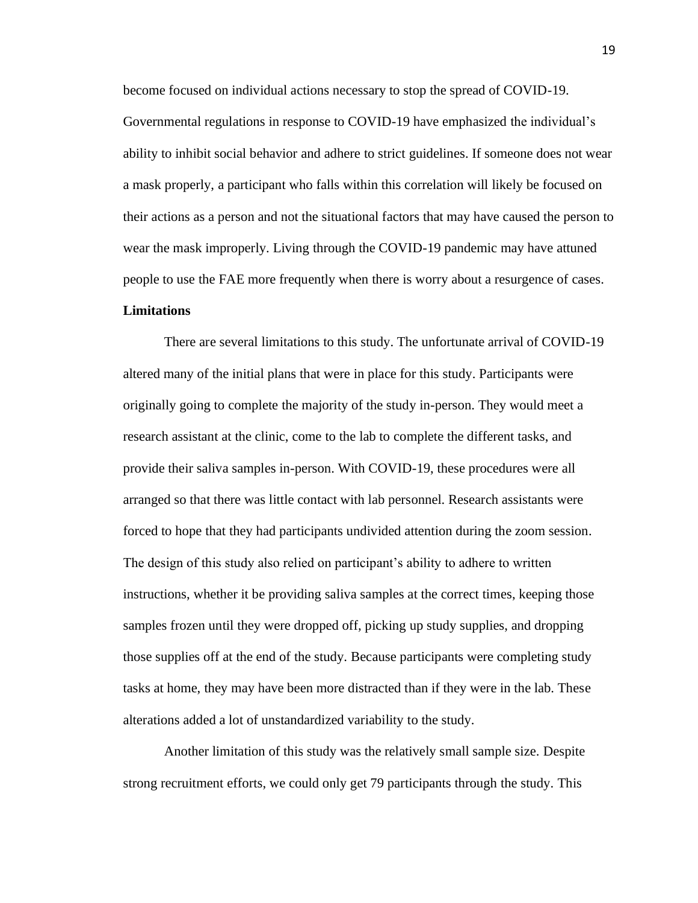become focused on individual actions necessary to stop the spread of COVID-19. Governmental regulations in response to COVID-19 have emphasized the individual's ability to inhibit social behavior and adhere to strict guidelines. If someone does not wear a mask properly, a participant who falls within this correlation will likely be focused on their actions as a person and not the situational factors that may have caused the person to wear the mask improperly. Living through the COVID-19 pandemic may have attuned people to use the FAE more frequently when there is worry about a resurgence of cases.

**Limitations**

There are several limitations to this study. The unfortunate arrival of COVID-19 altered many of the initial plans that were in place for this study. Participants were originally going to complete the majority of the study in-person. They would meet a research assistant at the clinic, come to the lab to complete the different tasks, and provide their saliva samples in-person. With COVID-19, these procedures were all arranged so that there was little contact with lab personnel. Research assistants were forced to hope that they had participants undivided attention during the zoom session. The design of this study also relied on participant's ability to adhere to written instructions, whether it be providing saliva samples at the correct times, keeping those samples frozen until they were dropped off, picking up study supplies, and dropping those supplies off at the end of the study. Because participants were completing study tasks at home, they may have been more distracted than if they were in the lab. These alterations added a lot of unstandardized variability to the study.

Another limitation of this study was the relatively small sample size. Despite strong recruitment efforts, we could only get 79 participants through the study. This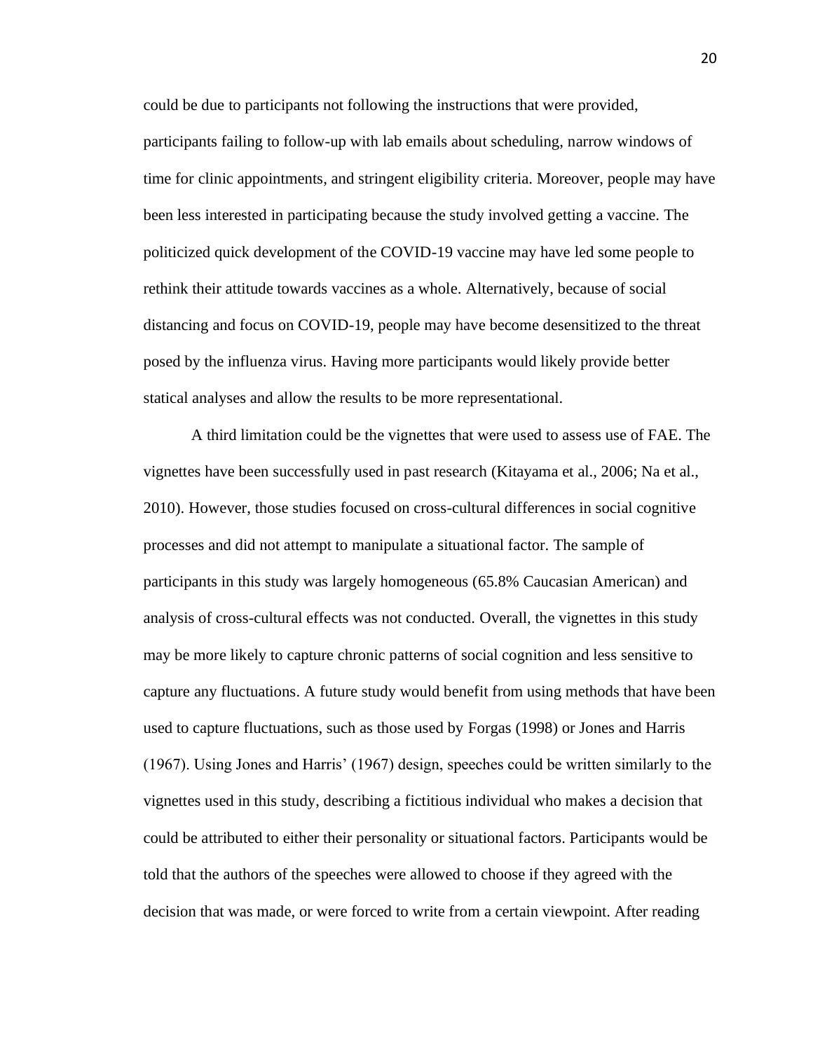could be due to participants not following the instructions that were provided, participants failing to follow-up with lab emails about scheduling, narrow windows of time for clinic appointments, and stringent eligibility criteria. Moreover, people may have been less interested in participating because the study involved getting a vaccine. The politicized quick development of the COVID-19 vaccine may have led some people to rethink their attitude towards vaccines as a whole. Alternatively, because of social distancing and focus on COVID-19, people may have become desensitized to the threat posed by the influenza virus. Having more participants would likely provide better statical analyses and allow the results to be more representational.

A third limitation could be the vignettes that were used to assess use of FAE. The vignettes have been successfully used in past research (Kitayama et al., 2006; Na et al., 2010). However, those studies focused on cross-cultural differences in social cognitive processes and did not attempt to manipulate a situational factor. The sample of participants in this study was largely homogeneous (65.8% Caucasian American) and analysis of cross-cultural effects was not conducted. Overall, the vignettes in this study may be more likely to capture chronic patterns of social cognition and less sensitive to capture any fluctuations. A future study would benefit from using methods that have been used to capture fluctuations, such as those used by Forgas (1998) or Jones and Harris (1967). Using Jones and Harris' (1967) design, speeches could be written similarly to the vignettes used in this study, describing a fictitious individual who makes a decision that could be attributed to either their personality or situational factors. Participants would be told that the authors of the speeches were allowed to choose if they agreed with the decision that was made, or were forced to write from a certain viewpoint. After reading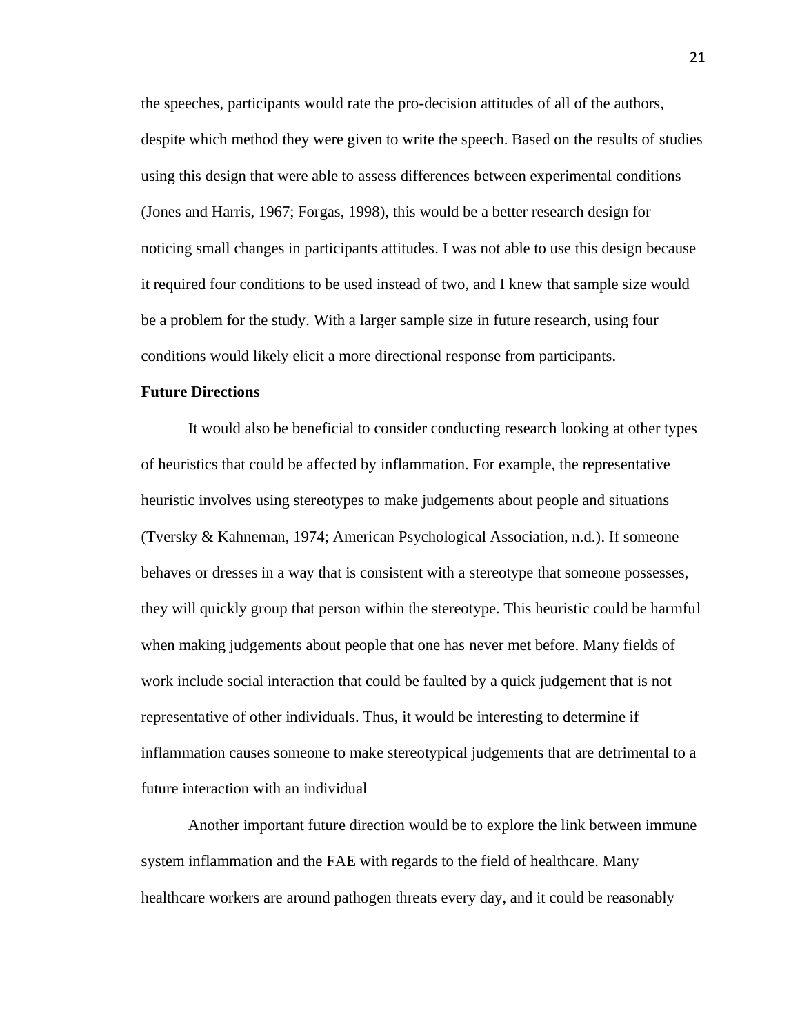the speeches, participants would rate the pro-decision attitudes of all of the authors, despite which method they were given to write the speech. Based on the results of studies using this design that were able to assess differences between experimental conditions (Jones and Harris, 1967; Forgas, 1998), this would be a better research design for noticing small changes in participants attitudes. I was not able to use this design because it required four conditions to be used instead of two, and I knew that sample size would be a problem for the study. With a larger sample size in future research, using four conditions would likely elicit a more directional response from participants.

**Future Directions**

It would also be beneficial to consider conducting research looking at other types of heuristics that could be affected by inflammation. For example, the representative heuristic involves using stereotypes to make judgements about people and situations (Tversky & Kahneman, 1974; American Psychological Association, n.d.). If someone behaves or dresses in a way that is consistent with a stereotype that someone possesses, they will quickly group that person within the stereotype. This heuristic could be harmful when making judgements about people that one has never met before. Many fields of work include social interaction that could be faulted by a quick judgement that is not representative of other individuals. Thus, it would be interesting to determine if inflammation causes someone to make stereotypical judgements that are detrimental to a future interaction with an individual

Another important future direction would be to explore the link between immune system inflammation and the FAE with regards to the field of healthcare. Many healthcare workers are around pathogen threats every day, and it could be reasonably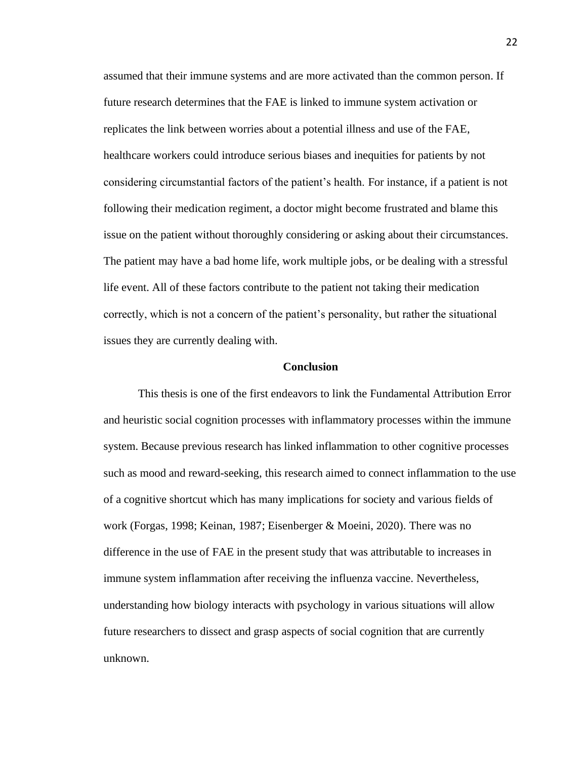assumed that their immune systems and are more activated than the common person. If future research determines that the FAE is linked to immune system activation or replicates the link between worries about a potential illness and use of the FAE, healthcare workers could introduce serious biases and inequities for patients by not considering circumstantial factors of the patient's health. For instance, if a patient is not following their medication regiment, a doctor might become frustrated and blame this issue on the patient without thoroughly considering or asking about their circumstances. The patient may have a bad home life, work multiple jobs, or be dealing with a stressful life event. All of these factors contribute to the patient not taking their medication correctly, which is not a concern of the patient's personality, but rather the situational issues they are currently dealing with.

## Conclusion

This thesis is one of the first endeavors to link the Fundamental Attribution Error and heuristic social cognition processes with inflammatory processes within the immune system. Because previous research has linked inflammation to other cognitive processes such as mood and reward-seeking, this research aimed to connect inflammation to the use of a cognitive shortcut which has many implications for society and various fields of work (Forgas, 1998; Keinan, 1987; Eisenberger & Moeini, 2020). There was no difference in the use of FAE in the present study that was attributable to increases in immune system inflammation after receiving the influenza vaccine. Nevertheless, understanding how biology interacts with psychology in various situations will allow future researchers to dissect and grasp aspects of social cognition that are currently unknown.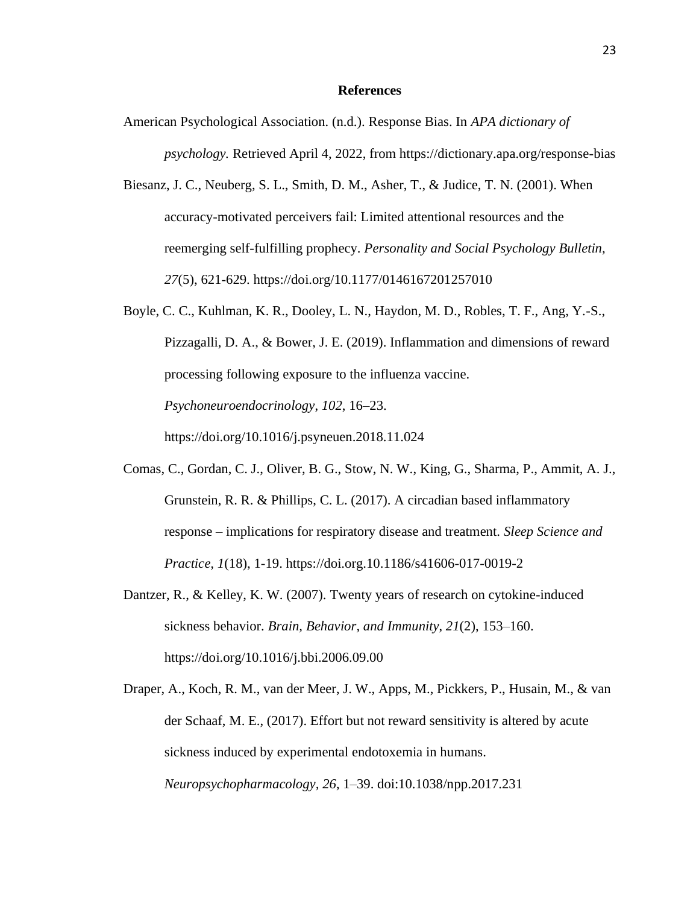# References

American Psychological Association. (n.d.). Response Bias. In *APA dictionary of psychology.* Retrieved April 4, 2022, from https://dictionary.apa.org/response-bias

Biesanz, J. C., Neuberg, S. L., Smith, D. M., Asher, T., & Judice, T. N. (2001). When accuracy-motivated perceivers fail: Limited attentional resources and the reemerging self-fulfilling prophecy. *Personality and Social Psychology Bulletin, 27*(5), 621-629. https://doi.org/10.1177/0146167201257010

Boyle, C. C., Kuhlman, K. R., Dooley, L. N., Haydon, M. D., Robles, T. F., Ang, Y.-S., Pizzagalli, D. A., & Bower, J. E. (2019). Inflammation and dimensions of reward processing following exposure to the influenza vaccine. *Psychoneuroendocrinology*, *102*, 16–23. https://doi.org/10.1016/j.psyneuen.2018.11.024

Comas, C., Gordan, C. J., Oliver, B. G., Stow, N. W., King, G., Sharma, P., Ammit, A. J., Grunstein, R. R. & Phillips, C. L. (2017). A circadian based inflammatory response – implications for respiratory disease and treatment. *Sleep Science and Practice, 1*(18), 1-19. https://doi.org.10.1186/s41606-017-0019-2

Dantzer, R., & Kelley, K. W. (2007). Twenty years of research on cytokine-induced sickness behavior. *Brain, Behavior, and Immunity*, *21*(2), 153–160. https://doi.org/10.1016/j.bbi.2006.09.00

Draper, A., Koch, R. M., van der Meer, J. W., Apps, M., Pickkers, P., Husain, M., & van der Schaaf, M. E., (2017). Effort but not reward sensitivity is altered by acute sickness induced by experimental endotoxemia in humans. *Neuropsychopharmacology*, *26*, 1–39. doi:10.1038/npp.2017.231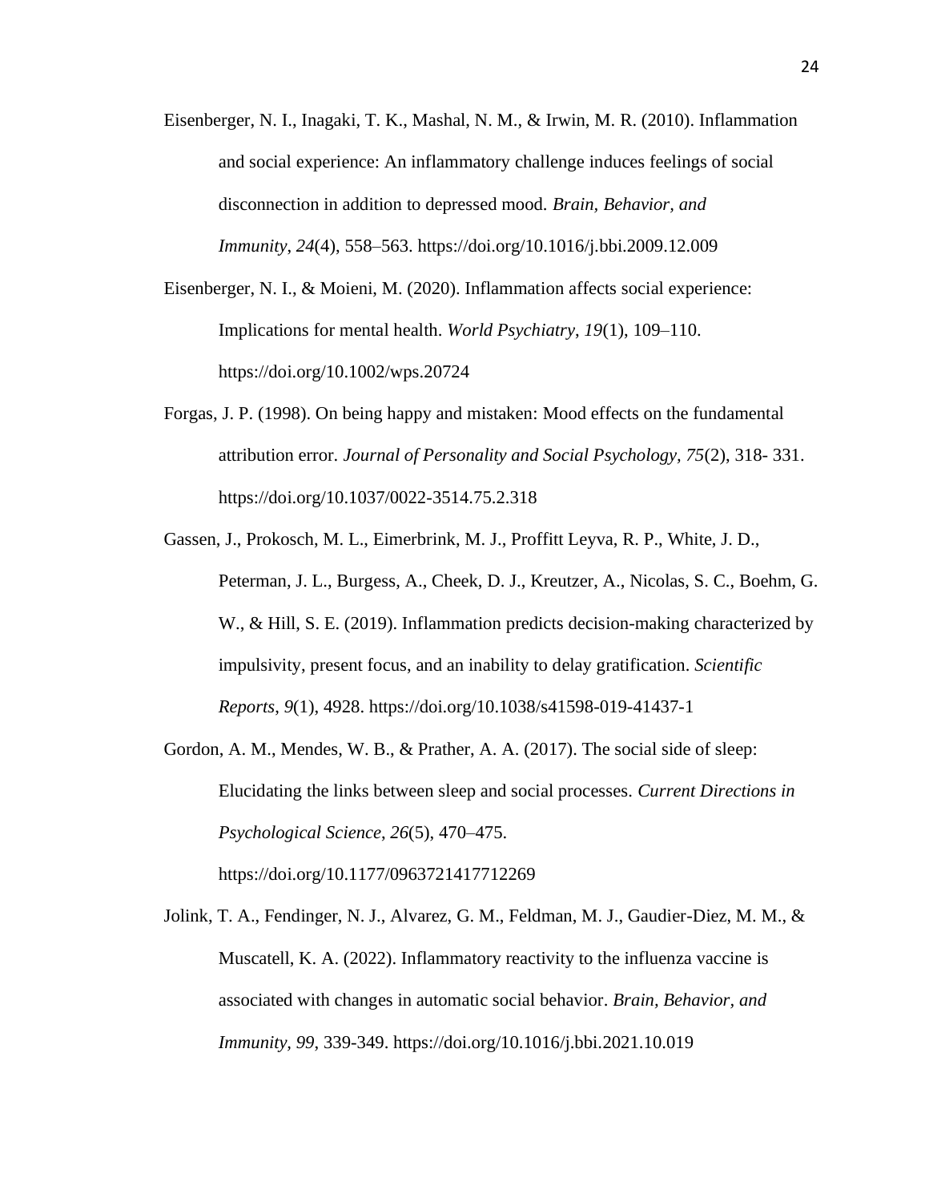Eisenberger, N. I., Inagaki, T. K., Mashal, N. M., & Irwin, M. R. (2010). Inflammation and social experience: An inflammatory challenge induces feelings of social disconnection in addition to depressed mood. *Brain, Behavior, and Immunity*, *24*(4), 558–563. https://doi.org/10.1016/j.bbi.2009.12.009

Eisenberger, N. I., & Moieni, M. (2020). Inflammation affects social experience: Implications for mental health. *World Psychiatry*, *19*(1), 109–110. https://doi.org/10.1002/wps.20724

Forgas, J. P. (1998). On being happy and mistaken: Mood effects on the fundamental attribution error. *Journal of Personality and Social Psychology, 75*(2), 318- 331. https://doi.org/10.1037/0022-3514.75.2.318

Gassen, J., Prokosch, M. L., Eimerbrink, M. J., Proffitt Leyva, R. P., White, J. D., Peterman, J. L., Burgess, A., Cheek, D. J., Kreutzer, A., Nicolas, S. C., Boehm, G. W., & Hill, S. E. (2019). Inflammation predicts decision-making characterized by impulsivity, present focus, and an inability to delay gratification. *Scientific Reports*, *9*(1), 4928. https://doi.org/10.1038/s41598-019-41437-1

Gordon, A. M., Mendes, W. B., & Prather, A. A. (2017). The social side of sleep: Elucidating the links between sleep and social processes. *Current Directions in Psychological Science*, *26*(5), 470–475. https://doi.org/10.1177/0963721417712269

Jolink, T. A., Fendinger, N. J., Alvarez, G. M., Feldman, M. J., Gaudier-Diez, M. M., & Muscatell, K. A. (2022). Inflammatory reactivity to the influenza vaccine is associated with changes in automatic social behavior. *Brain, Behavior, and Immunity, 99*, 339-349. https://doi.org/10.1016/j.bbi.2021.10.019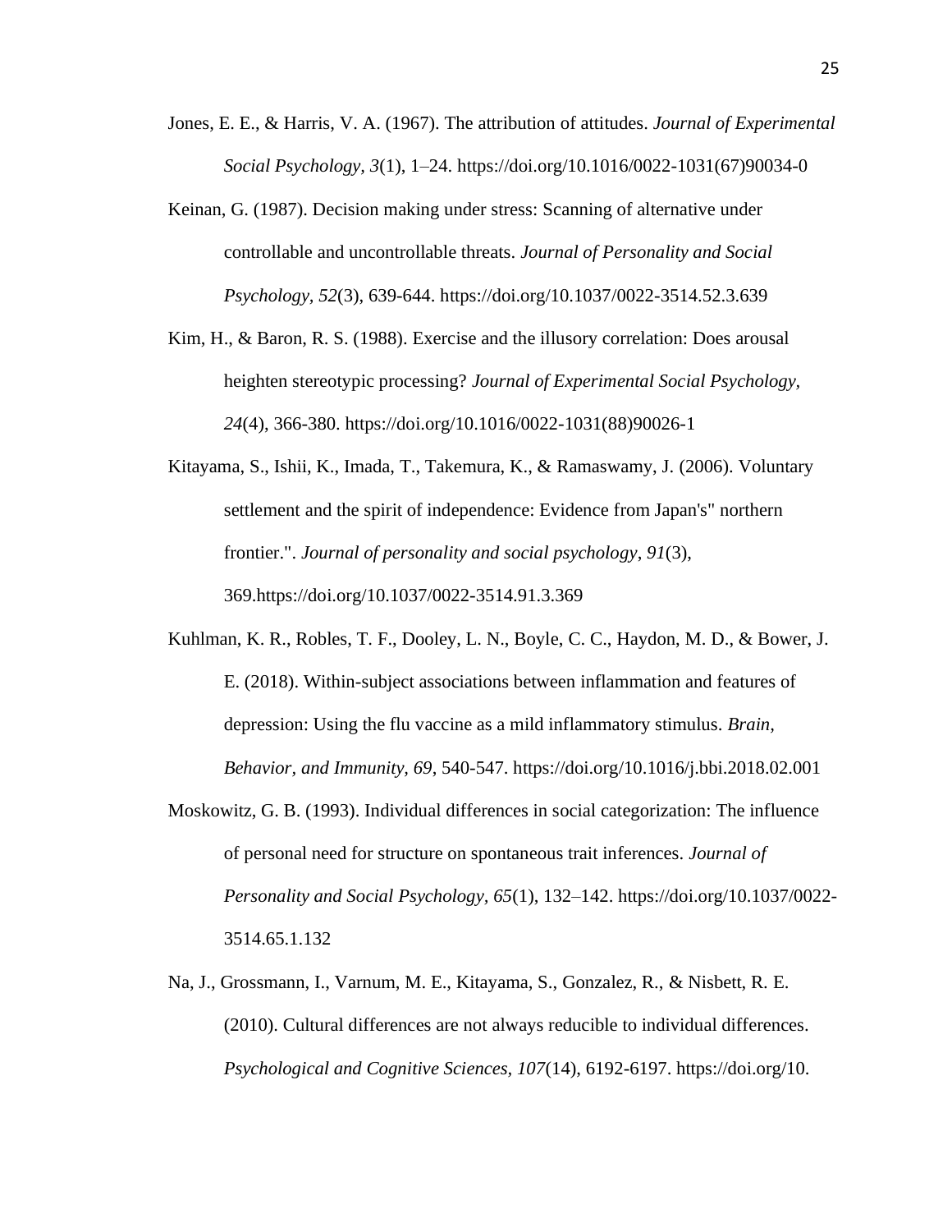Jones, E. E., & Harris, V. A. (1967). The attribution of attitudes. *Journal of Experimental Social Psychology*, *3*(1), 1–24. https://doi.org/10.1016/0022-1031(67)90034-0

Keinan, G. (1987). Decision making under stress: Scanning of alternative under controllable and uncontrollable threats. *Journal of Personality and Social Psychology*, *52*(3), 639-644. https://doi.org/10.1037/0022-3514.52.3.639

Kim, H., & Baron, R. S. (1988). Exercise and the illusory correlation: Does arousal heighten stereotypic processing? *Journal of Experimental Social Psychology*, *24*(4), 366-380. https://doi.org/10.1016/0022-1031(88)90026-1

Kitayama, S., Ishii, K., Imada, T., Takemura, K., & Ramaswamy, J. (2006). Voluntary settlement and the spirit of independence: Evidence from Japan's" northern frontier.". *Journal of personality and social psychology*, *91*(3), 369.https://doi.org/10.1037/0022-3514.91.3.369

Kuhlman, K. R., Robles, T. F., Dooley, L. N., Boyle, C. C., Haydon, M. D., & Bower, J. E. (2018). Within-subject associations between inflammation and features of depression: Using the flu vaccine as a mild inflammatory stimulus. *Brain, Behavior, and Immunity, 69*, 540-547. https://doi.org/10.1016/j.bbi.2018.02.001

Moskowitz, G. B. (1993). Individual differences in social categorization: The influence of personal need for structure on spontaneous trait inferences. *Journal of Personality and Social Psychology*, *65*(1), 132–142. https://doi.org/10.1037/0022-3514.65.1.132

Na, J., Grossmann, I., Varnum, M. E., Kitayama, S., Gonzalez, R., & Nisbett, R. E. (2010). Cultural differences are not always reducible to individual differences. *Psychological and Cognitive Sciences*, *107*(14), 6192-6197. https://doi.org/10.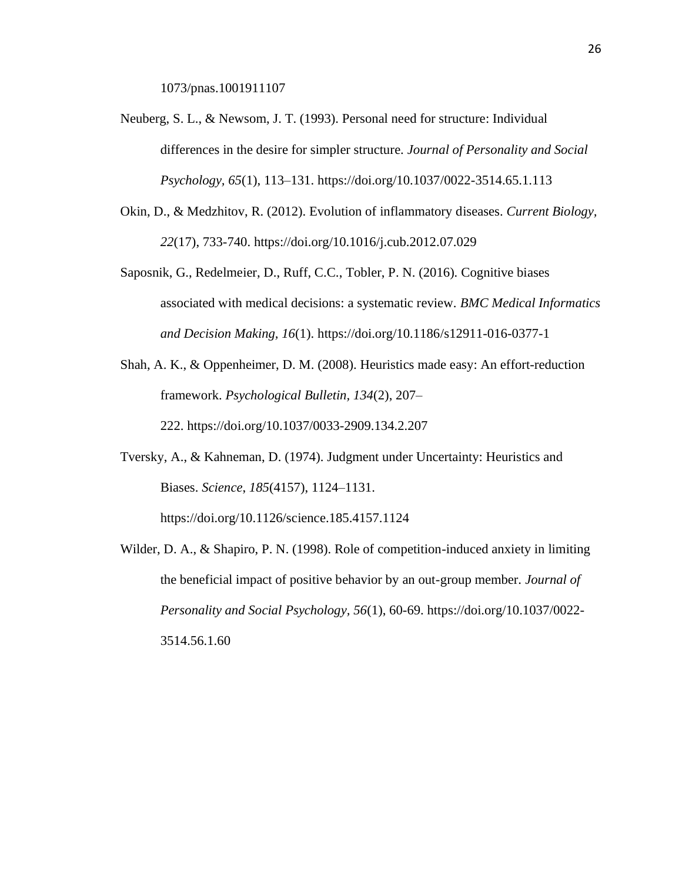1073/pnas.1001911107

Neuberg, S. L., & Newsom, J. T. (1993). Personal need for structure: Individual differences in the desire for simpler structure. *Journal of Personality and Social Psychology, 65*(1), 113–131. https://doi.org/10.1037/0022-3514.65.1.113

Okin, D., & Medzhitov, R. (2012). Evolution of inflammatory diseases. *Current Biology, 22*(17), 733-740. https://doi.org/10.1016/j.cub.2012.07.029

Saposnik, G., Redelmeier, D., Ruff, C.C., Tobler, P. N. (2016). Cognitive biases associated with medical decisions: a systematic review. *BMC Medical Informatics and Decision Making, 16*(1). https://doi.org/10.1186/s12911-016-0377-1

Shah, A. K., & Oppenheimer, D. M. (2008). Heuristics made easy: An effort-reduction framework. *Psychological Bulletin, 134*(2), 207–222. https://doi.org/10.1037/0033-2909.134.2.207

Tversky, A., & Kahneman, D. (1974). Judgment under Uncertainty: Heuristics and Biases. *Science, 185*(4157), 1124–1131. https://doi.org/10.1126/science.185.4157.1124

Wilder, D. A., & Shapiro, P. N. (1998). Role of competition-induced anxiety in limiting the beneficial impact of positive behavior by an out-group member. *Journal of Personality and Social Psychology, 56*(1), 60-69. https://doi.org/10.1037/0022-3514.56.1.60